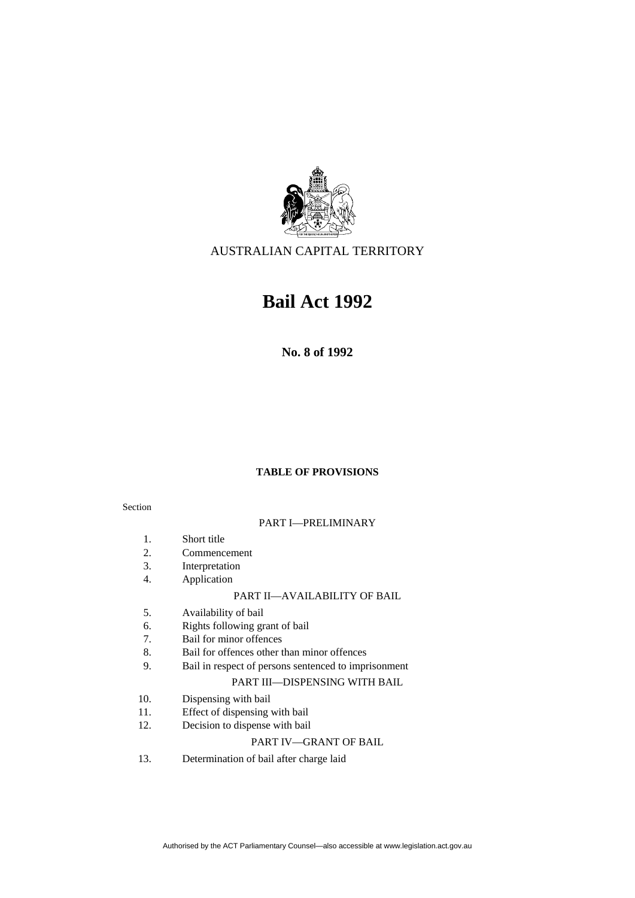AUSTRALIAN CAPITAL TERRITORY

# Bail Act 1992

**No. 8 of 1992**

**TABLE OF PROVISIONS**

Section

PART I—PRELIMINARY

1. Short title
2. Commencement
3. Interpretation
4. Application

PART II—AVAILABILITY OF BAIL

5. Availability of bail
6. Rights following grant of bail
7. Bail for minor offences
8. Bail for offences other than minor offences
9. Bail in respect of persons sentenced to imprisonment

PART III—DISPENSING WITH BAIL

10. Dispensing with bail
11. Effect of dispensing with bail
12. Decision to dispense with bail

PART IV—GRANT OF BAIL

13. Determination of bail after charge laid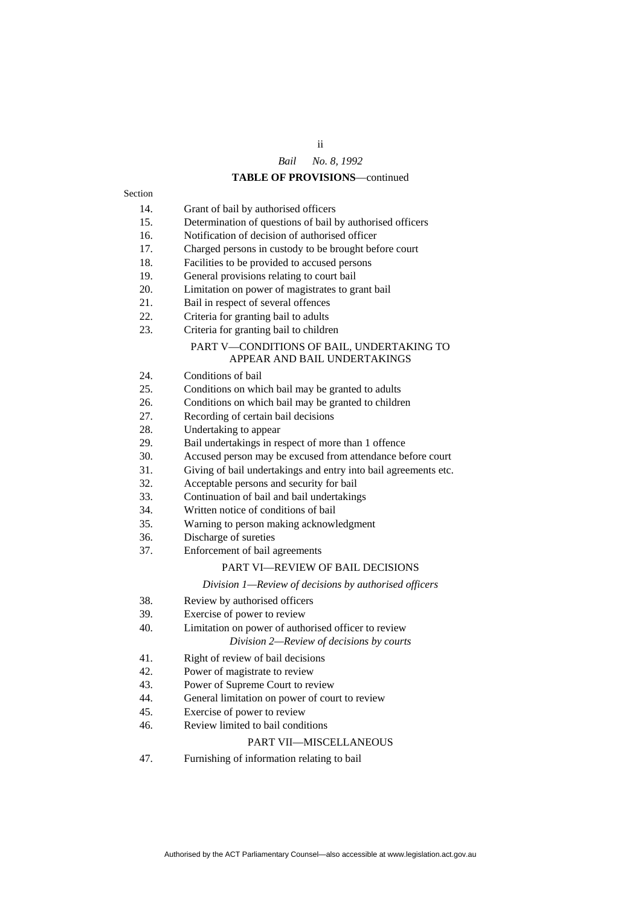**TABLE OF PROVISIONS**—continued

Section

14. Grant of bail by authorised officers
15. Determination of questions of bail by authorised officers
16. Notification of decision of authorised officer
17. Charged persons in custody to be brought before court
18. Facilities to be provided to accused persons
19. General provisions relating to court bail
20. Limitation on power of magistrates to grant bail
21. Bail in respect of several offences
22. Criteria for granting bail to adults
23. Criteria for granting bail to children

PART V—CONDITIONS OF BAIL, UNDERTAKING TO APPEAR AND BAIL UNDERTAKINGS

24. Conditions of bail
25. Conditions on which bail may be granted to adults
26. Conditions on which bail may be granted to children
27. Recording of certain bail decisions
28. Undertaking to appear
29. Bail undertakings in respect of more than 1 offence
30. Accused person may be excused from attendance before court
31. Giving of bail undertakings and entry into bail agreements etc.
32. Acceptable persons and security for bail
33. Continuation of bail and bail undertakings
34. Written notice of conditions of bail
35. Warning to person making acknowledgment
36. Discharge of sureties
37. Enforcement of bail agreements

PART VI—REVIEW OF BAIL DECISIONS

*Division 1—Review of decisions by authorised officers*

38. Review by authorised officers
39. Exercise of power to review
40. Limitation on power of authorised officer to review

*Division 2—Review of decisions by courts*

41. Right of review of bail decisions
42. Power of magistrate to review
43. Power of Supreme Court to review
44. General limitation on power of court to review
45. Exercise of power to review
46. Review limited to bail conditions

PART VII—MISCELLANEOUS

47. Furnishing of information relating to bail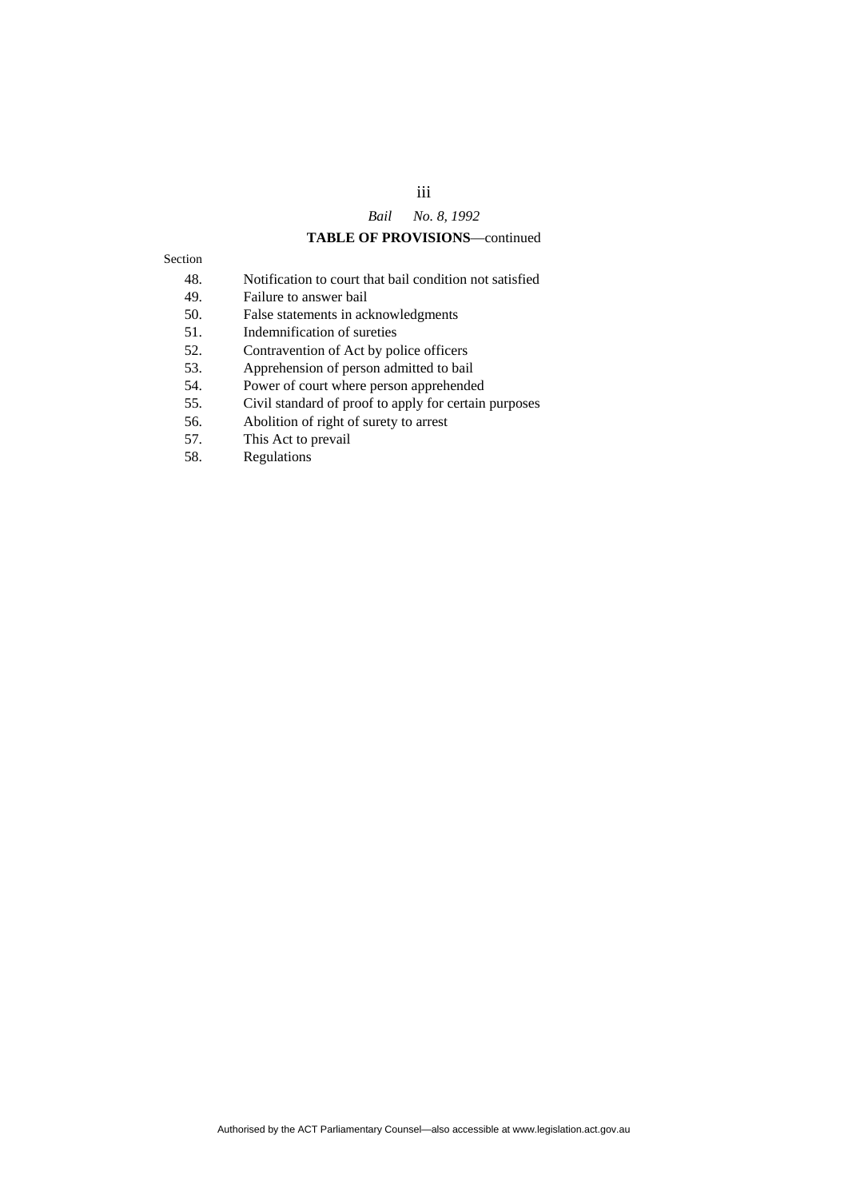**TABLE OF PROVISIONS**—continued

Section

48. Notification to court that bail condition not satisfied
49. Failure to answer bail
50. False statements in acknowledgments
51. Indemnification of sureties
52. Contravention of Act by police officers
53. Apprehension of person admitted to bail
54. Power of court where person apprehended
55. Civil standard of proof to apply for certain purposes
56. Abolition of right of surety to arrest
57. This Act to prevail
58. Regulations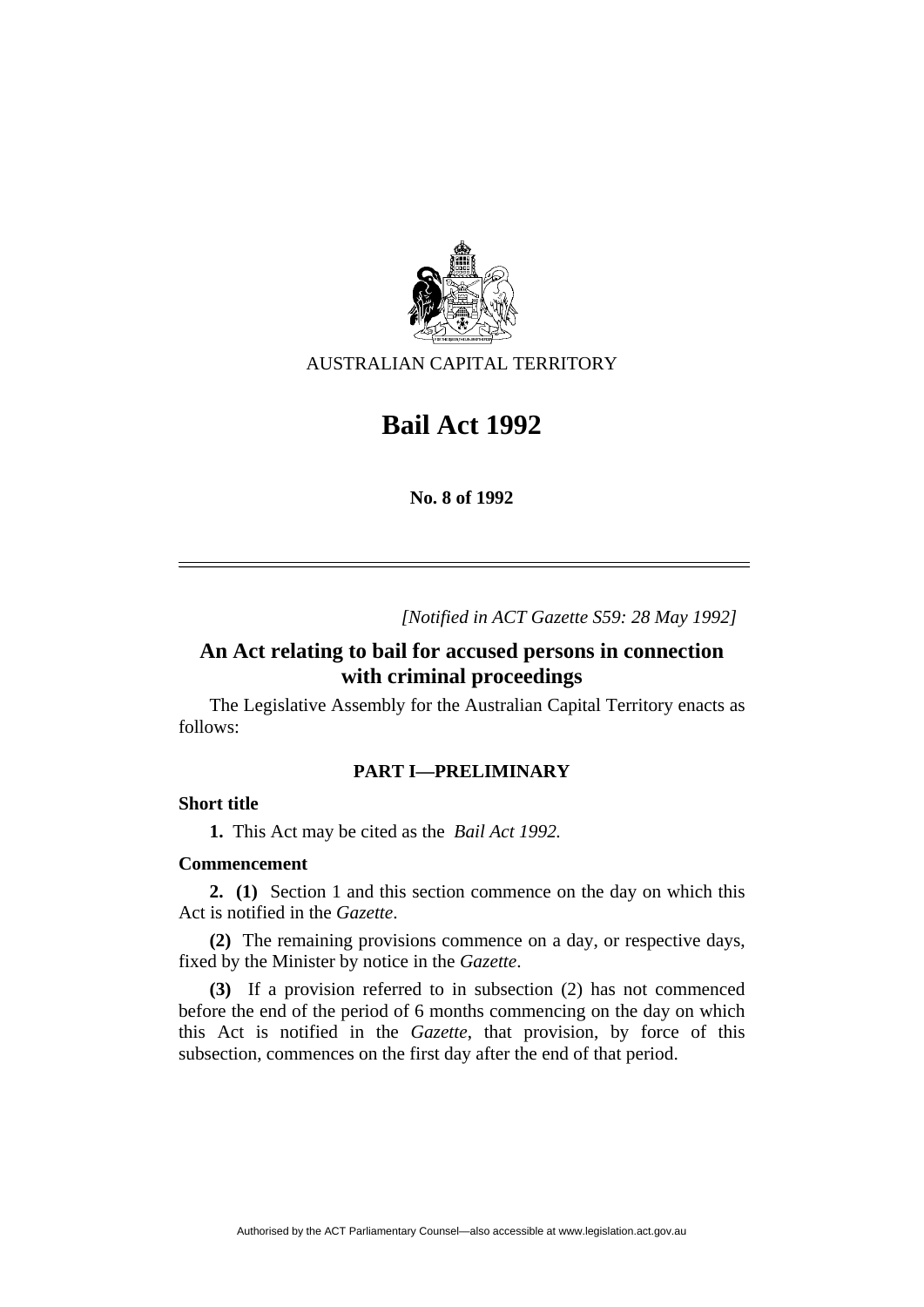AUSTRALIAN CAPITAL TERRITORY

# Bail Act 1992

**No. 8 of 1992**

---

*[Notified in ACT Gazette S59: 28 May 1992]*

## An Act relating to bail for accused persons in connection with criminal proceedings

The Legislative Assembly for the Australian Capital Territory enacts as follows:

### PART I—PRELIMINARY

**Short title**

**1.** This Act may be cited as the *Bail Act 1992.*

**Commencement**

**2. (1)** Section 1 and this section commence on the day on which this Act is notified in the *Gazette*.

**(2)** The remaining provisions commence on a day, or respective days, fixed by the Minister by notice in the *Gazette*.

**(3)** If a provision referred to in subsection (2) has not commenced before the end of the period of 6 months commencing on the day on which this Act is notified in the *Gazette*, that provision, by force of this subsection, commences on the first day after the end of that period.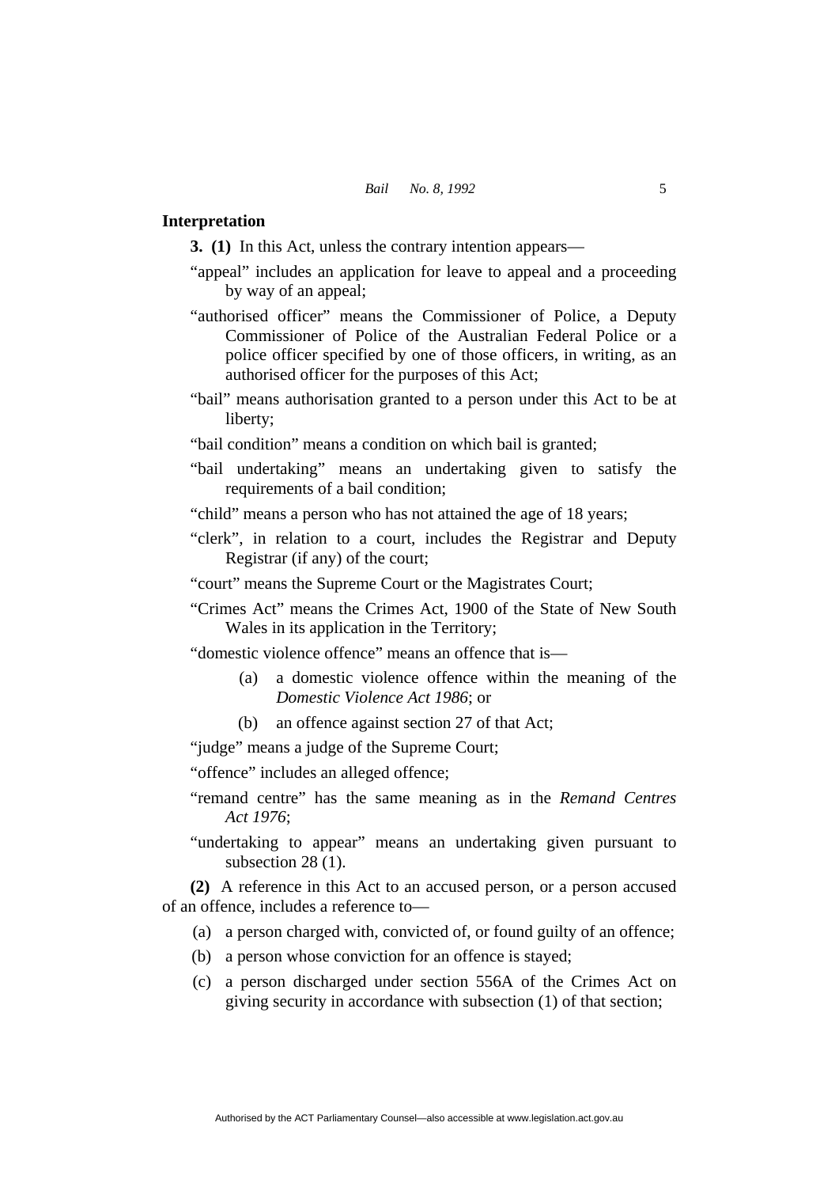## Interpretation

**3. (1)** In this Act, unless the contrary intention appears—

"appeal" includes an application for leave to appeal and a proceeding by way of an appeal;

"authorised officer" means the Commissioner of Police, a Deputy Commissioner of Police of the Australian Federal Police or a police officer specified by one of those officers, in writing, as an authorised officer for the purposes of this Act;

"bail" means authorisation granted to a person under this Act to be at liberty;

"bail condition" means a condition on which bail is granted;

"bail undertaking" means an undertaking given to satisfy the requirements of a bail condition;

"child" means a person who has not attained the age of 18 years;

"clerk", in relation to a court, includes the Registrar and Deputy Registrar (if any) of the court;

"court" means the Supreme Court or the Magistrates Court;

"Crimes Act" means the Crimes Act, 1900 of the State of New South Wales in its application in the Territory;

"domestic violence offence" means an offence that is—

(a) a domestic violence offence within the meaning of the *Domestic Violence Act 1986*; or

(b) an offence against section 27 of that Act;

"judge" means a judge of the Supreme Court;

"offence" includes an alleged offence;

"remand centre" has the same meaning as in the *Remand Centres Act 1976*;

"undertaking to appear" means an undertaking given pursuant to subsection 28 (1).

**(2)** A reference in this Act to an accused person, or a person accused of an offence, includes a reference to—

(a) a person charged with, convicted of, or found guilty of an offence;

(b) a person whose conviction for an offence is stayed;

(c) a person discharged under section 556A of the Crimes Act on giving security in accordance with subsection (1) of that section;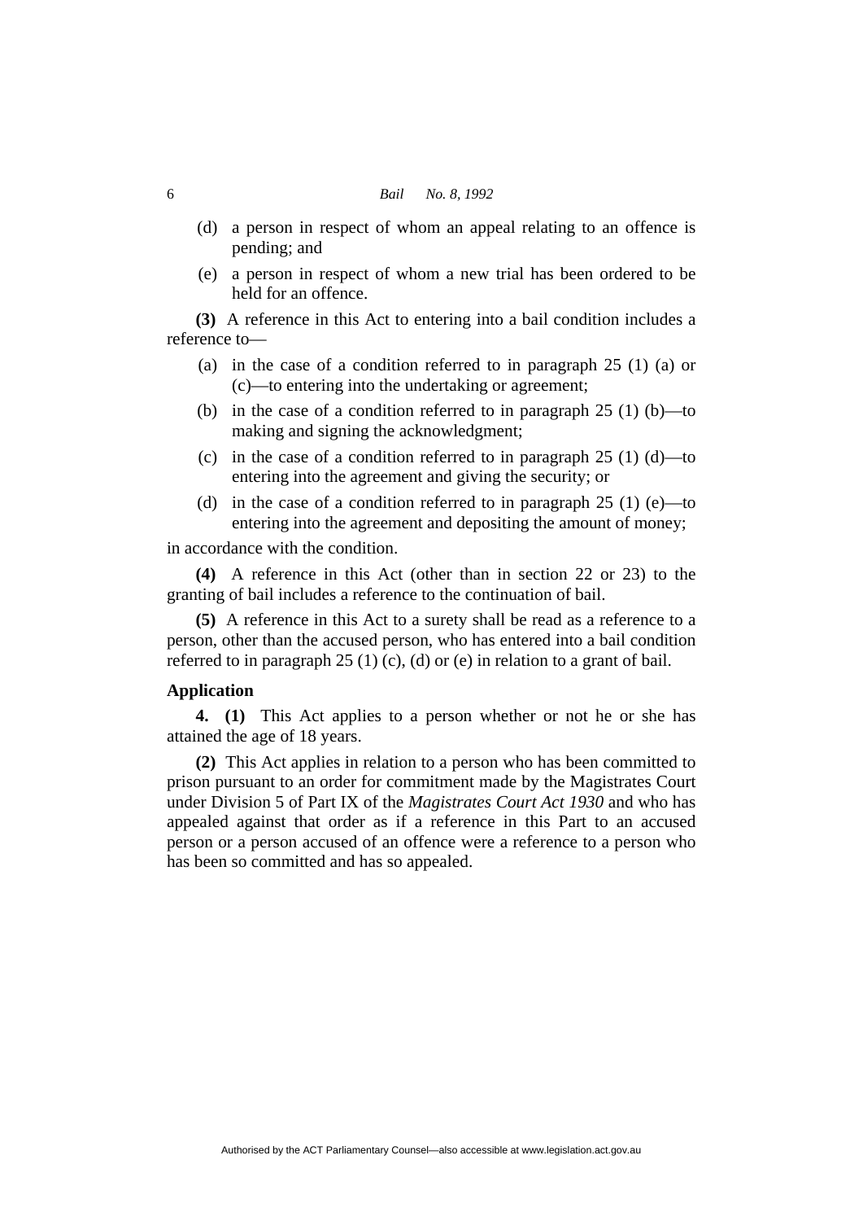(d) a person in respect of whom an appeal relating to an offence is pending; and

(e) a person in respect of whom a new trial has been ordered to be held for an offence.

**(3)** A reference in this Act to entering into a bail condition includes a reference to—

(a) in the case of a condition referred to in paragraph 25 (1) (a) or (c)—to entering into the undertaking or agreement;

(b) in the case of a condition referred to in paragraph 25 (1) (b)—to making and signing the acknowledgment;

(c) in the case of a condition referred to in paragraph 25 (1) (d)—to entering into the agreement and giving the security; or

(d) in the case of a condition referred to in paragraph 25 (1) (e)—to entering into the agreement and depositing the amount of money;

in accordance with the condition.

**(4)** A reference in this Act (other than in section 22 or 23) to the granting of bail includes a reference to the continuation of bail.

**(5)** A reference in this Act to a surety shall be read as a reference to a person, other than the accused person, who has entered into a bail condition referred to in paragraph 25 (1) (c), (d) or (e) in relation to a grant of bail.

### Application

**4. (1)** This Act applies to a person whether or not he or she has attained the age of 18 years.

**(2)** This Act applies in relation to a person who has been committed to prison pursuant to an order for commitment made by the Magistrates Court under Division 5 of Part IX of the *Magistrates Court Act 1930* and who has appealed against that order as if a reference in this Part to an accused person or a person accused of an offence were a reference to a person who has been so committed and has so appealed.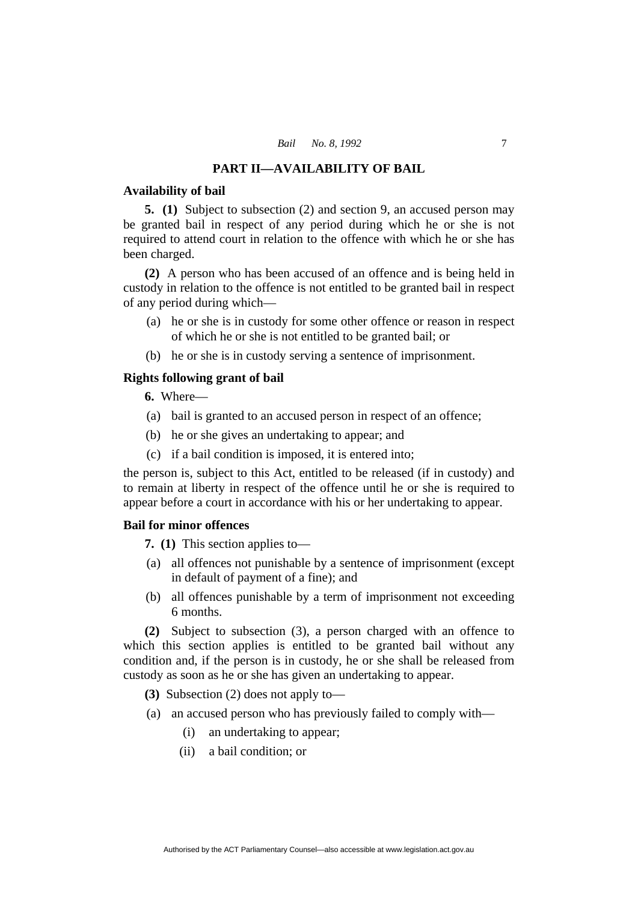## PART II—AVAILABILITY OF BAIL

### Availability of bail

**5. (1)** Subject to subsection (2) and section 9, an accused person may be granted bail in respect of any period during which he or she is not required to attend court in relation to the offence with which he or she has been charged.

**(2)** A person who has been accused of an offence and is being held in custody in relation to the offence is not entitled to be granted bail in respect of any period during which—

(a) he or she is in custody for some other offence or reason in respect of which he or she is not entitled to be granted bail; or

(b) he or she is in custody serving a sentence of imprisonment.

### Rights following grant of bail

**6.** Where—

(a) bail is granted to an accused person in respect of an offence;

(b) he or she gives an undertaking to appear; and

(c) if a bail condition is imposed, it is entered into;

the person is, subject to this Act, entitled to be released (if in custody) and to remain at liberty in respect of the offence until he or she is required to appear before a court in accordance with his or her undertaking to appear.

### Bail for minor offences

**7. (1)** This section applies to—

(a) all offences not punishable by a sentence of imprisonment (except in default of payment of a fine); and

(b) all offences punishable by a term of imprisonment not exceeding 6 months.

**(2)** Subject to subsection (3), a person charged with an offence to which this section applies is entitled to be granted bail without any condition and, if the person is in custody, he or she shall be released from custody as soon as he or she has given an undertaking to appear.

**(3)** Subsection (2) does not apply to—

(a) an accused person who has previously failed to comply with—

(i) an undertaking to appear;

(ii) a bail condition; or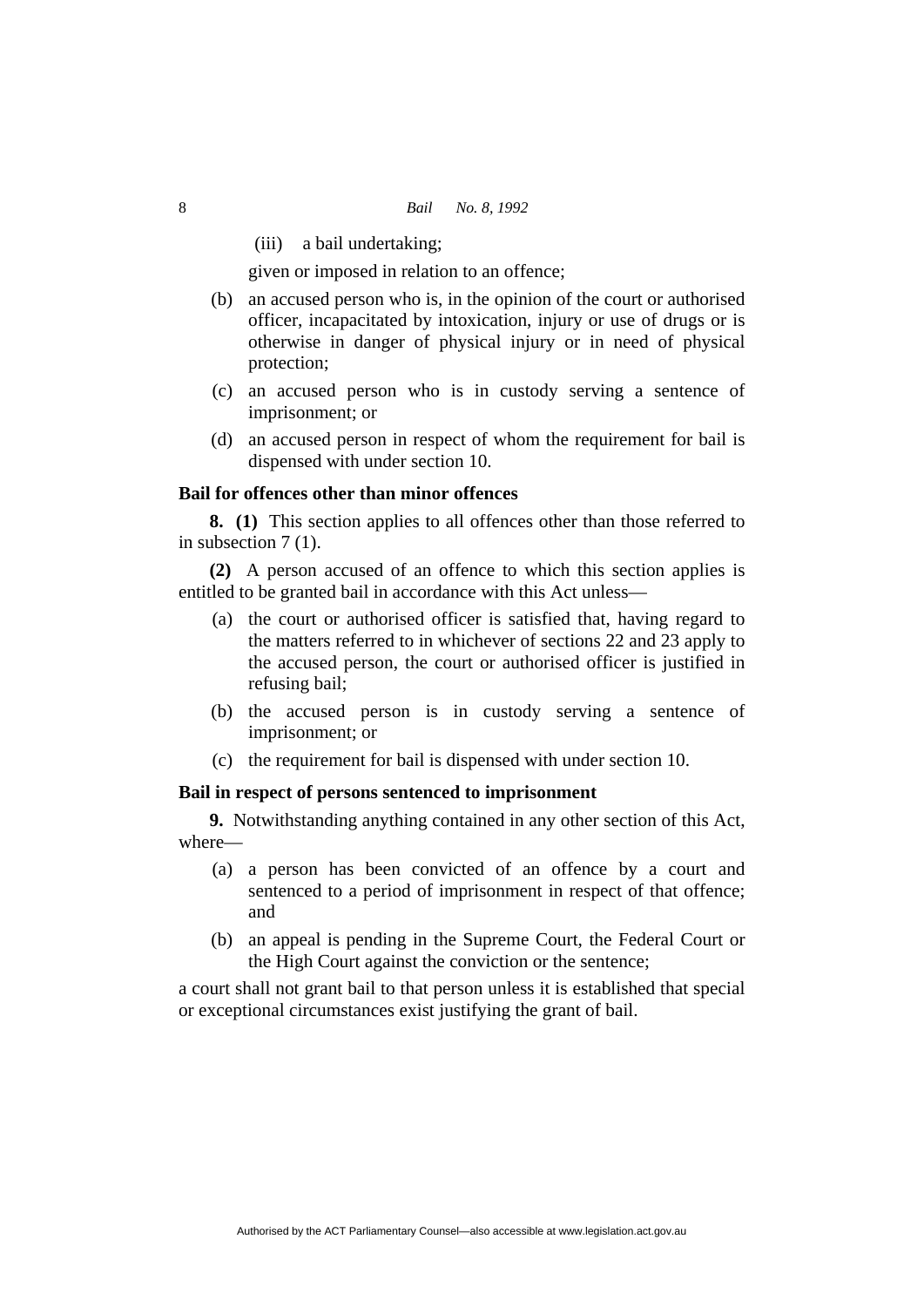(iii) a bail undertaking;

given or imposed in relation to an offence;

(b) an accused person who is, in the opinion of the court or authorised officer, incapacitated by intoxication, injury or use of drugs or is otherwise in danger of physical injury or in need of physical protection;

(c) an accused person who is in custody serving a sentence of imprisonment; or

(d) an accused person in respect of whom the requirement for bail is dispensed with under section 10.

### Bail for offences other than minor offences

**8. (1)** This section applies to all offences other than those referred to in subsection 7 (1).

**(2)** A person accused of an offence to which this section applies is entitled to be granted bail in accordance with this Act unless—

(a) the court or authorised officer is satisfied that, having regard to the matters referred to in whichever of sections 22 and 23 apply to the accused person, the court or authorised officer is justified in refusing bail;

(b) the accused person is in custody serving a sentence of imprisonment; or

(c) the requirement for bail is dispensed with under section 10.

### Bail in respect of persons sentenced to imprisonment

**9.** Notwithstanding anything contained in any other section of this Act, where—

(a) a person has been convicted of an offence by a court and sentenced to a period of imprisonment in respect of that offence; and

(b) an appeal is pending in the Supreme Court, the Federal Court or the High Court against the conviction or the sentence;

a court shall not grant bail to that person unless it is established that special or exceptional circumstances exist justifying the grant of bail.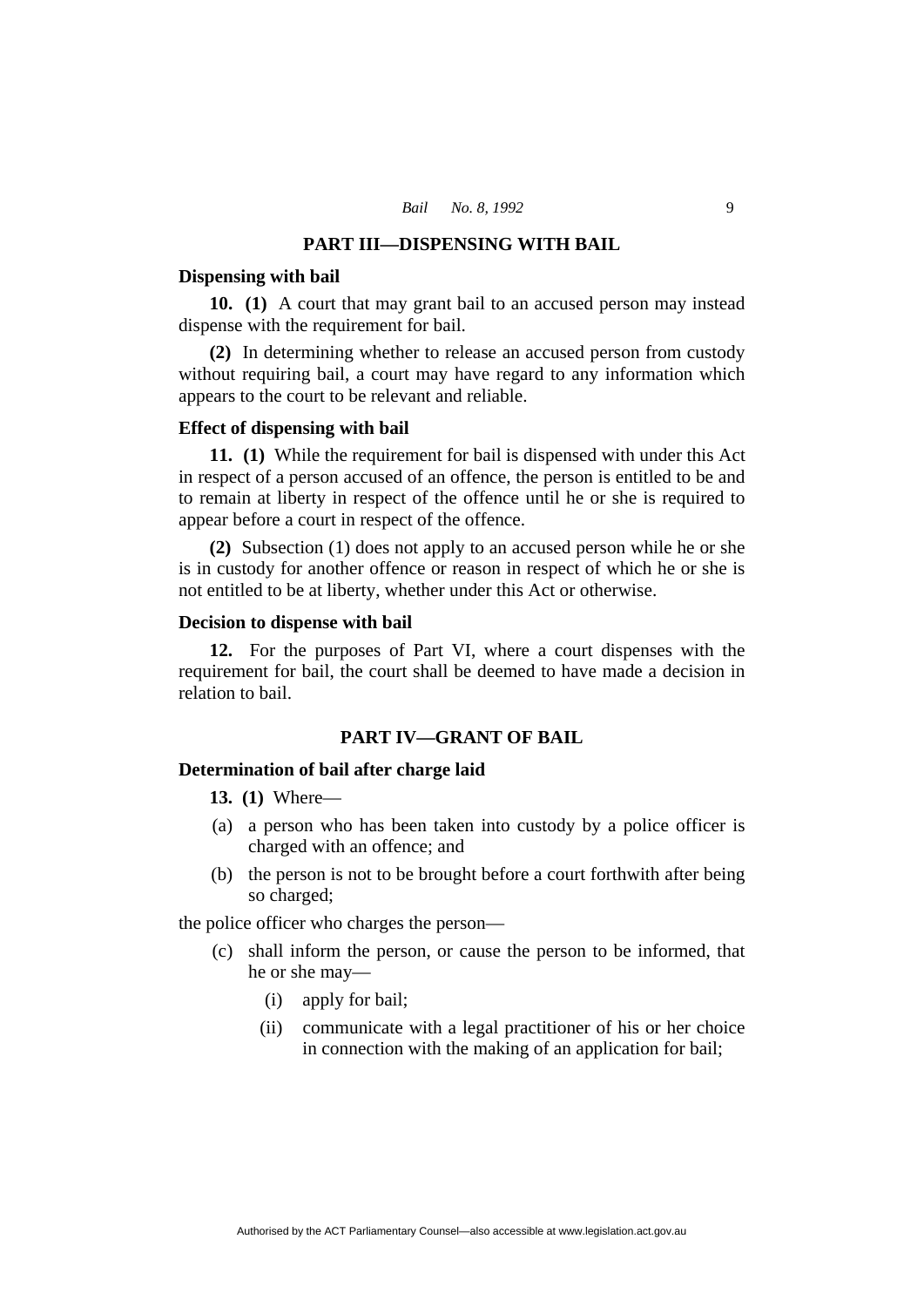## PART III—DISPENSING WITH BAIL

### Dispensing with bail

**10. (1)** A court that may grant bail to an accused person may instead dispense with the requirement for bail.

**(2)** In determining whether to release an accused person from custody without requiring bail, a court may have regard to any information which appears to the court to be relevant and reliable.

### Effect of dispensing with bail

**11. (1)** While the requirement for bail is dispensed with under this Act in respect of a person accused of an offence, the person is entitled to be and to remain at liberty in respect of the offence until he or she is required to appear before a court in respect of the offence.

**(2)** Subsection (1) does not apply to an accused person while he or she is in custody for another offence or reason in respect of which he or she is not entitled to be at liberty, whether under this Act or otherwise.

### Decision to dispense with bail

**12.** For the purposes of Part VI, where a court dispenses with the requirement for bail, the court shall be deemed to have made a decision in relation to bail.

## PART IV—GRANT OF BAIL

### Determination of bail after charge laid

**13. (1)** Where—

(a) a person who has been taken into custody by a police officer is charged with an offence; and

(b) the person is not to be brought before a court forthwith after being so charged;

the police officer who charges the person—

(c) shall inform the person, or cause the person to be informed, that he or she may—

   (i) apply for bail;

   (ii) communicate with a legal practitioner of his or her choice in connection with the making of an application for bail;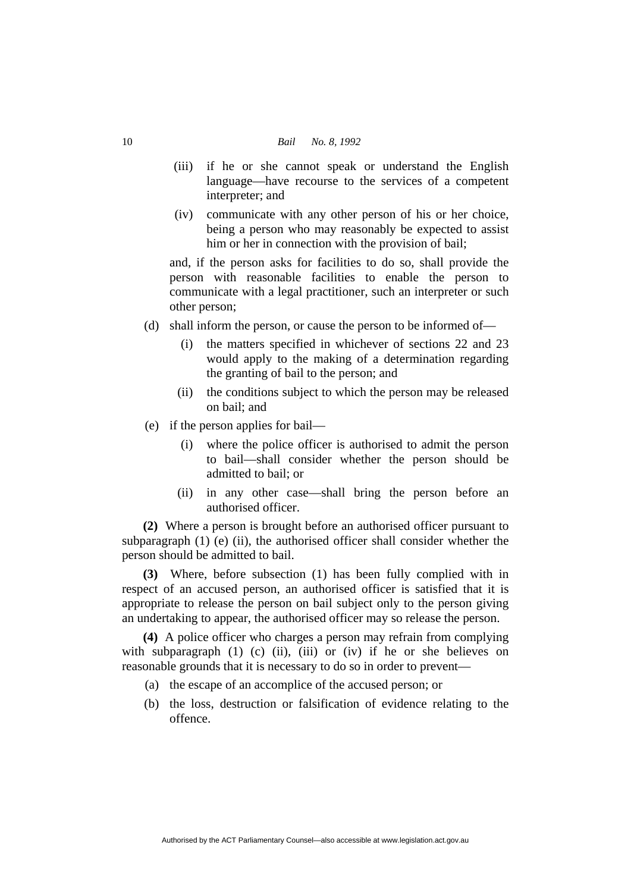(iii) if he or she cannot speak or understand the English language—have recourse to the services of a competent interpreter; and

(iv) communicate with any other person of his or her choice, being a person who may reasonably be expected to assist him or her in connection with the provision of bail;

and, if the person asks for facilities to do so, shall provide the person with reasonable facilities to enable the person to communicate with a legal practitioner, such an interpreter or such other person;

(d) shall inform the person, or cause the person to be informed of—

(i) the matters specified in whichever of sections 22 and 23 would apply to the making of a determination regarding the granting of bail to the person; and

(ii) the conditions subject to which the person may be released on bail; and

(e) if the person applies for bail—

(i) where the police officer is authorised to admit the person to bail—shall consider whether the person should be admitted to bail; or

(ii) in any other case—shall bring the person before an authorised officer.

**(2)** Where a person is brought before an authorised officer pursuant to subparagraph (1) (e) (ii), the authorised officer shall consider whether the person should be admitted to bail.

**(3)** Where, before subsection (1) has been fully complied with in respect of an accused person, an authorised officer is satisfied that it is appropriate to release the person on bail subject only to the person giving an undertaking to appear, the authorised officer may so release the person.

**(4)** A police officer who charges a person may refrain from complying with subparagraph (1) (c) (ii), (iii) or (iv) if he or she believes on reasonable grounds that it is necessary to do so in order to prevent—

(a) the escape of an accomplice of the accused person; or

(b) the loss, destruction or falsification of evidence relating to the offence.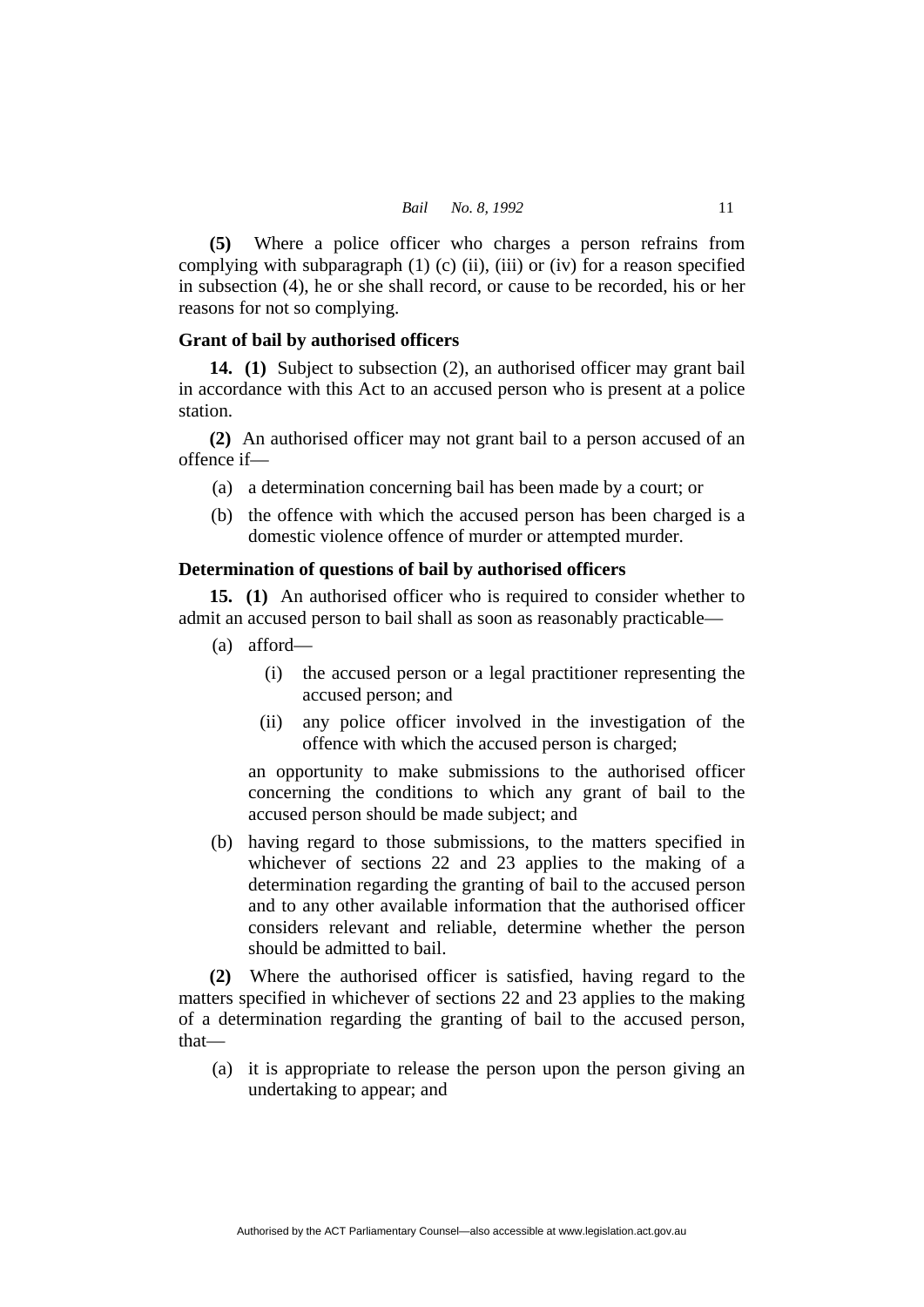**(5)** Where a police officer who charges a person refrains from complying with subparagraph (1) (c) (ii), (iii) or (iv) for a reason specified in subsection (4), he or she shall record, or cause to be recorded, his or her reasons for not so complying.

### Grant of bail by authorised officers

**14. (1)** Subject to subsection (2), an authorised officer may grant bail in accordance with this Act to an accused person who is present at a police station.

**(2)** An authorised officer may not grant bail to a person accused of an offence if—

- (a) a determination concerning bail has been made by a court; or
- (b) the offence with which the accused person has been charged is a domestic violence offence of murder or attempted murder.

### Determination of questions of bail by authorised officers

**15. (1)** An authorised officer who is required to consider whether to admit an accused person to bail shall as soon as reasonably practicable—

- (a) afford—
  - (i) the accused person or a legal practitioner representing the accused person; and
  - (ii) any police officer involved in the investigation of the offence with which the accused person is charged;

  an opportunity to make submissions to the authorised officer concerning the conditions to which any grant of bail to the accused person should be made subject; and
- (b) having regard to those submissions, to the matters specified in whichever of sections 22 and 23 applies to the making of a determination regarding the granting of bail to the accused person and to any other available information that the authorised officer considers relevant and reliable, determine whether the person should be admitted to bail.

**(2)** Where the authorised officer is satisfied, having regard to the matters specified in whichever of sections 22 and 23 applies to the making of a determination regarding the granting of bail to the accused person, that—

- (a) it is appropriate to release the person upon the person giving an undertaking to appear; and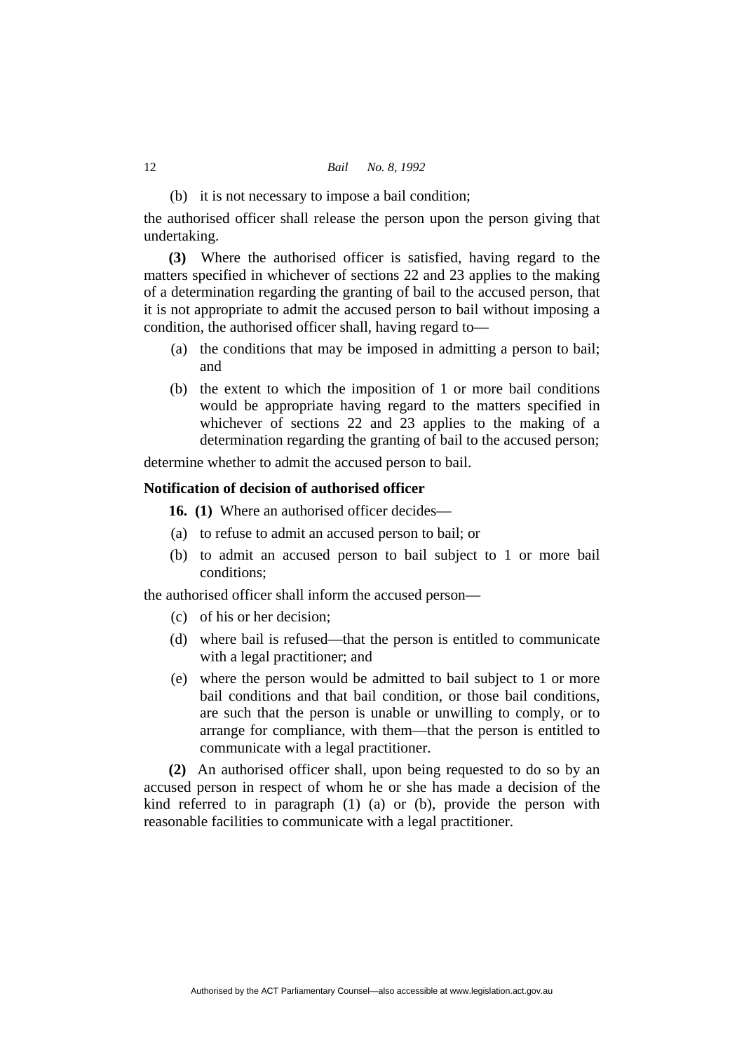(b) it is not necessary to impose a bail condition;

the authorised officer shall release the person upon the person giving that undertaking.

**(3)** Where the authorised officer is satisfied, having regard to the matters specified in whichever of sections 22 and 23 applies to the making of a determination regarding the granting of bail to the accused person, that it is not appropriate to admit the accused person to bail without imposing a condition, the authorised officer shall, having regard to—

(a) the conditions that may be imposed in admitting a person to bail; and

(b) the extent to which the imposition of 1 or more bail conditions would be appropriate having regard to the matters specified in whichever of sections 22 and 23 applies to the making of a determination regarding the granting of bail to the accused person;

determine whether to admit the accused person to bail.

### Notification of decision of authorised officer

**16. (1)** Where an authorised officer decides—

(a) to refuse to admit an accused person to bail; or

(b) to admit an accused person to bail subject to 1 or more bail conditions;

the authorised officer shall inform the accused person—

(c) of his or her decision;

(d) where bail is refused—that the person is entitled to communicate with a legal practitioner; and

(e) where the person would be admitted to bail subject to 1 or more bail conditions and that bail condition, or those bail conditions, are such that the person is unable or unwilling to comply, or to arrange for compliance, with them—that the person is entitled to communicate with a legal practitioner.

**(2)** An authorised officer shall, upon being requested to do so by an accused person in respect of whom he or she has made a decision of the kind referred to in paragraph (1) (a) or (b), provide the person with reasonable facilities to communicate with a legal practitioner.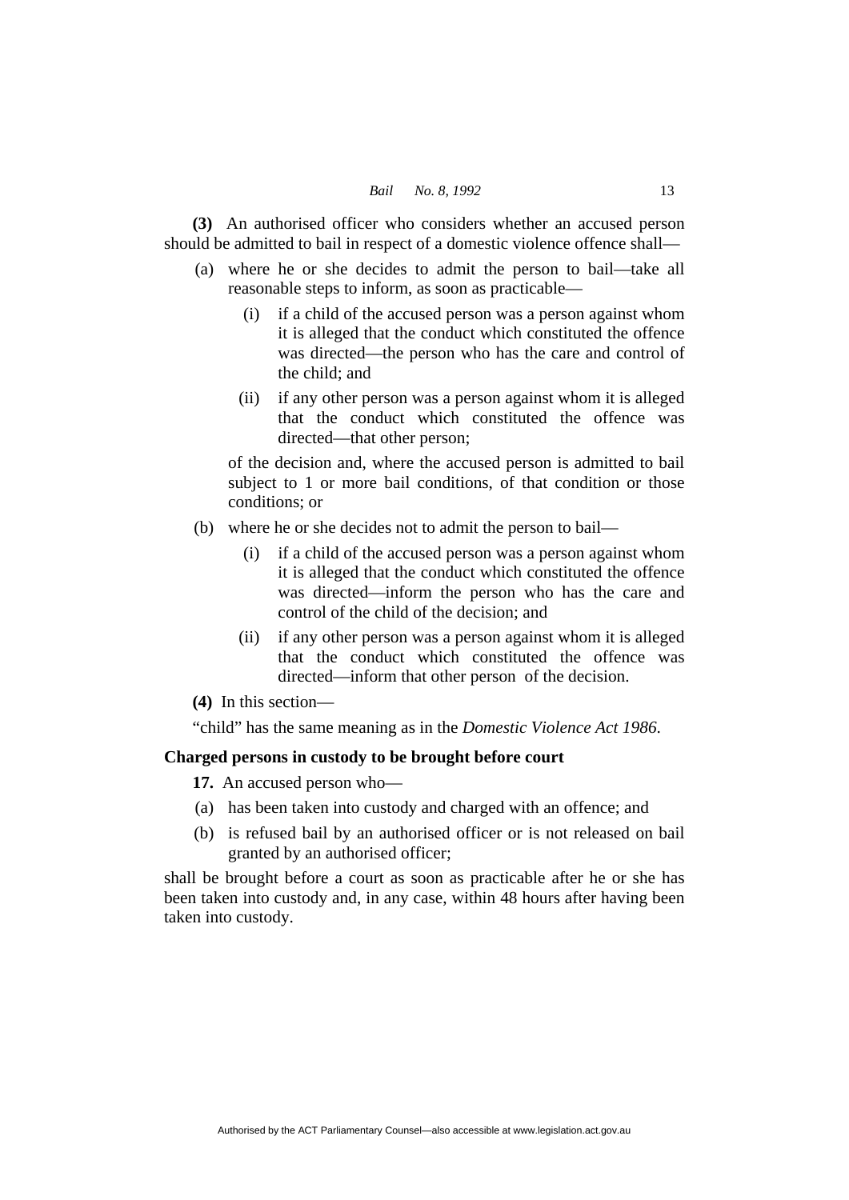**(3)** An authorised officer who considers whether an accused person should be admitted to bail in respect of a domestic violence offence shall—

(a) where he or she decides to admit the person to bail—take all reasonable steps to inform, as soon as practicable—

(i) if a child of the accused person was a person against whom it is alleged that the conduct which constituted the offence was directed—the person who has the care and control of the child; and

(ii) if any other person was a person against whom it is alleged that the conduct which constituted the offence was directed—that other person;

of the decision and, where the accused person is admitted to bail subject to 1 or more bail conditions, of that condition or those conditions; or

(b) where he or she decides not to admit the person to bail—

(i) if a child of the accused person was a person against whom it is alleged that the conduct which constituted the offence was directed—inform the person who has the care and control of the child of the decision; and

(ii) if any other person was a person against whom it is alleged that the conduct which constituted the offence was directed—inform that other person of the decision.

**(4)** In this section—

"child" has the same meaning as in the *Domestic Violence Act 1986*.

### Charged persons in custody to be brought before court

**17.** An accused person who—

(a) has been taken into custody and charged with an offence; and

(b) is refused bail by an authorised officer or is not released on bail granted by an authorised officer;

shall be brought before a court as soon as practicable after he or she has been taken into custody and, in any case, within 48 hours after having been taken into custody.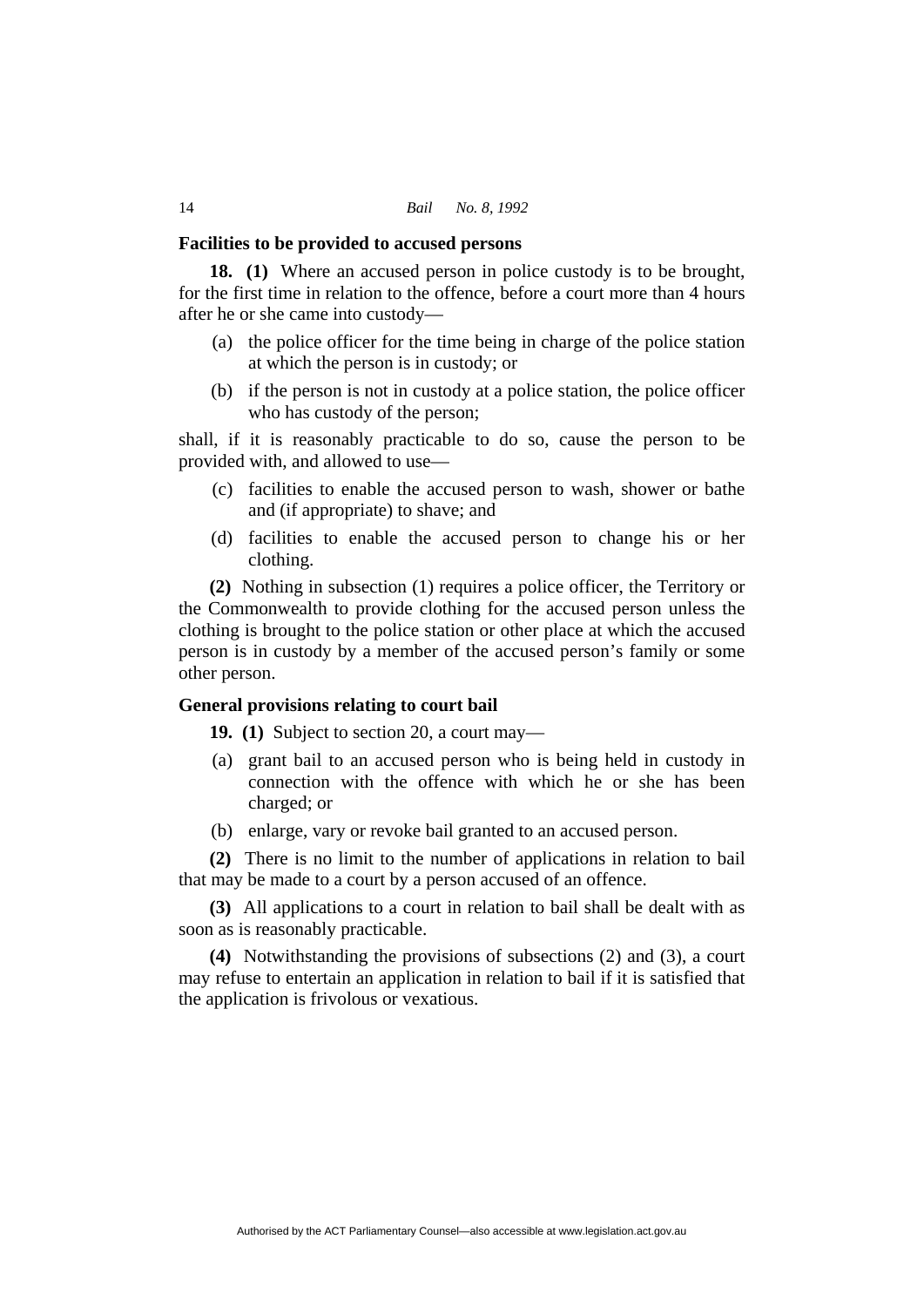### Facilities to be provided to accused persons

**18. (1)** Where an accused person in police custody is to be brought, for the first time in relation to the offence, before a court more than 4 hours after he or she came into custody—

(a) the police officer for the time being in charge of the police station at which the person is in custody; or

(b) if the person is not in custody at a police station, the police officer who has custody of the person;

shall, if it is reasonably practicable to do so, cause the person to be provided with, and allowed to use—

(c) facilities to enable the accused person to wash, shower or bathe and (if appropriate) to shave; and

(d) facilities to enable the accused person to change his or her clothing.

**(2)** Nothing in subsection (1) requires a police officer, the Territory or the Commonwealth to provide clothing for the accused person unless the clothing is brought to the police station or other place at which the accused person is in custody by a member of the accused person's family or some other person.

### General provisions relating to court bail

**19. (1)** Subject to section 20, a court may—

(a) grant bail to an accused person who is being held in custody in connection with the offence with which he or she has been charged; or

(b) enlarge, vary or revoke bail granted to an accused person.

**(2)** There is no limit to the number of applications in relation to bail that may be made to a court by a person accused of an offence.

**(3)** All applications to a court in relation to bail shall be dealt with as soon as is reasonably practicable.

**(4)** Notwithstanding the provisions of subsections (2) and (3), a court may refuse to entertain an application in relation to bail if it is satisfied that the application is frivolous or vexatious.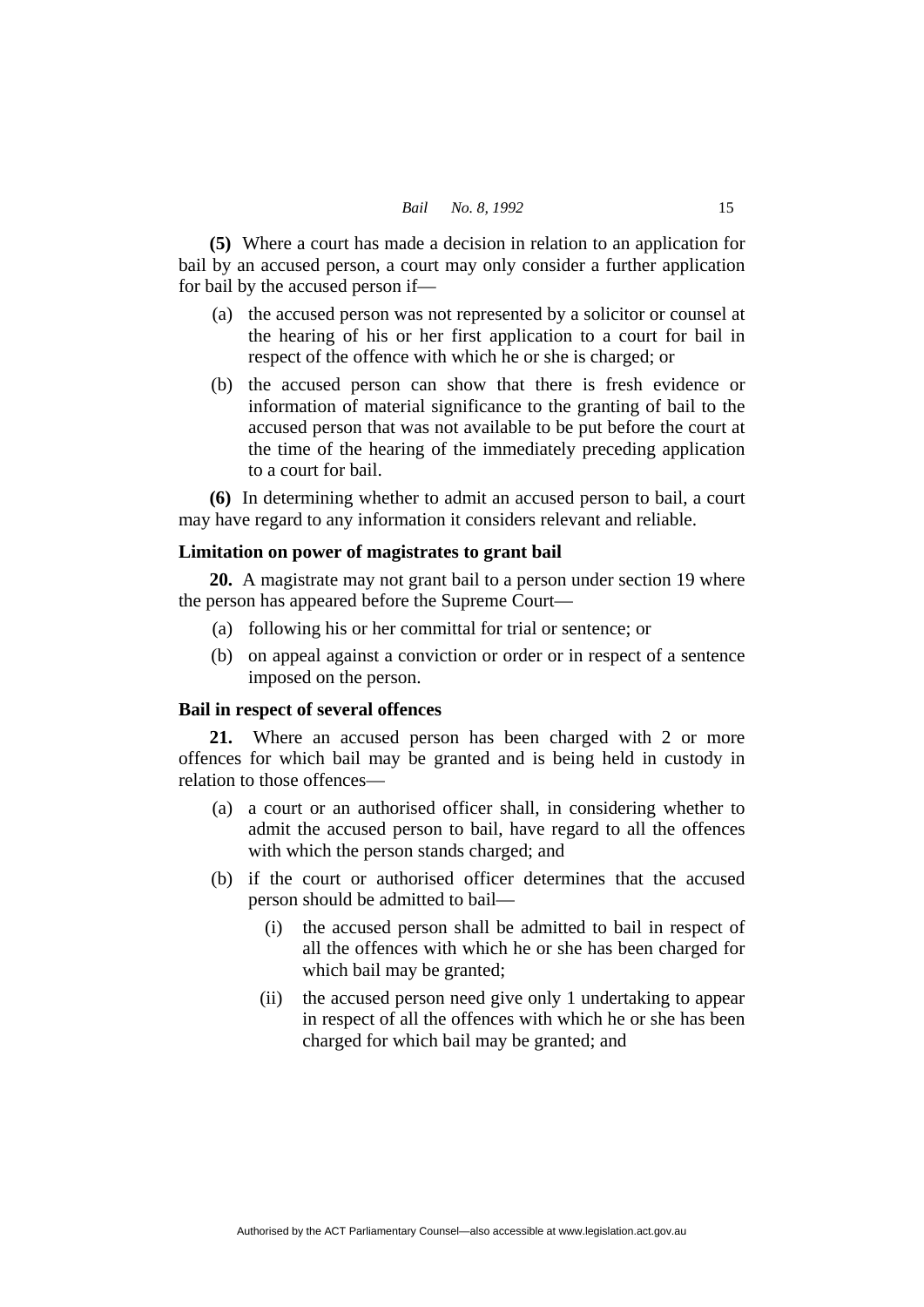**(5)** Where a court has made a decision in relation to an application for bail by an accused person, a court may only consider a further application for bail by the accused person if—

(a) the accused person was not represented by a solicitor or counsel at the hearing of his or her first application to a court for bail in respect of the offence with which he or she is charged; or

(b) the accused person can show that there is fresh evidence or information of material significance to the granting of bail to the accused person that was not available to be put before the court at the time of the hearing of the immediately preceding application to a court for bail.

**(6)** In determining whether to admit an accused person to bail, a court may have regard to any information it considers relevant and reliable.

### Limitation on power of magistrates to grant bail

**20.** A magistrate may not grant bail to a person under section 19 where the person has appeared before the Supreme Court—

(a) following his or her committal for trial or sentence; or

(b) on appeal against a conviction or order or in respect of a sentence imposed on the person.

### Bail in respect of several offences

**21.** Where an accused person has been charged with 2 or more offences for which bail may be granted and is being held in custody in relation to those offences—

(a) a court or an authorised officer shall, in considering whether to admit the accused person to bail, have regard to all the offences with which the person stands charged; and

(b) if the court or authorised officer determines that the accused person should be admitted to bail—

  (i) the accused person shall be admitted to bail in respect of all the offences with which he or she has been charged for which bail may be granted;

  (ii) the accused person need give only 1 undertaking to appear in respect of all the offences with which he or she has been charged for which bail may be granted; and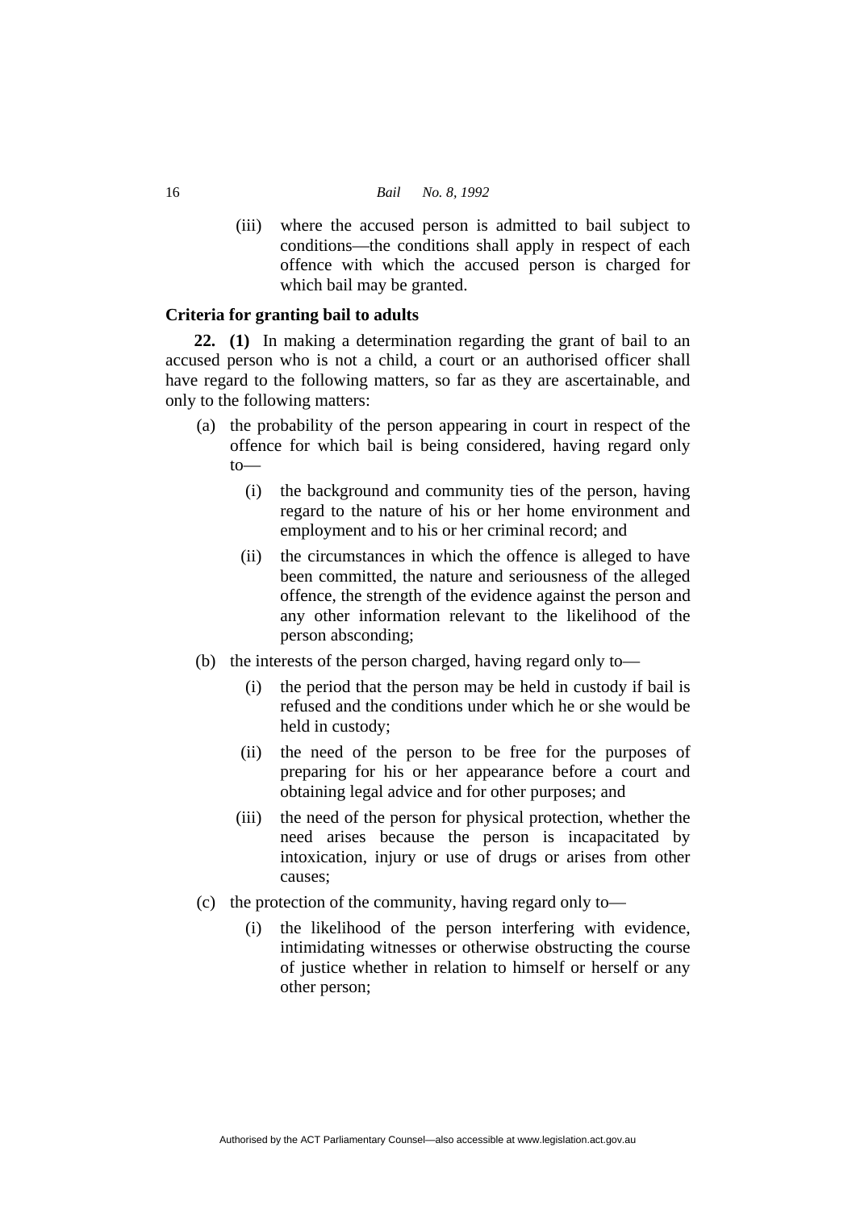(iii) where the accused person is admitted to bail subject to conditions—the conditions shall apply in respect of each offence with which the accused person is charged for which bail may be granted.

**Criteria for granting bail to adults**

**22. (1)** In making a determination regarding the grant of bail to an accused person who is not a child, a court or an authorised officer shall have regard to the following matters, so far as they are ascertainable, and only to the following matters:

(a) the probability of the person appearing in court in respect of the offence for which bail is being considered, having regard only to—

(i) the background and community ties of the person, having regard to the nature of his or her home environment and employment and to his or her criminal record; and

(ii) the circumstances in which the offence is alleged to have been committed, the nature and seriousness of the alleged offence, the strength of the evidence against the person and any other information relevant to the likelihood of the person absconding;

(b) the interests of the person charged, having regard only to—

(i) the period that the person may be held in custody if bail is refused and the conditions under which he or she would be held in custody;

(ii) the need of the person to be free for the purposes of preparing for his or her appearance before a court and obtaining legal advice and for other purposes; and

(iii) the need of the person for physical protection, whether the need arises because the person is incapacitated by intoxication, injury or use of drugs or arises from other causes;

(c) the protection of the community, having regard only to—

(i) the likelihood of the person interfering with evidence, intimidating witnesses or otherwise obstructing the course of justice whether in relation to himself or herself or any other person;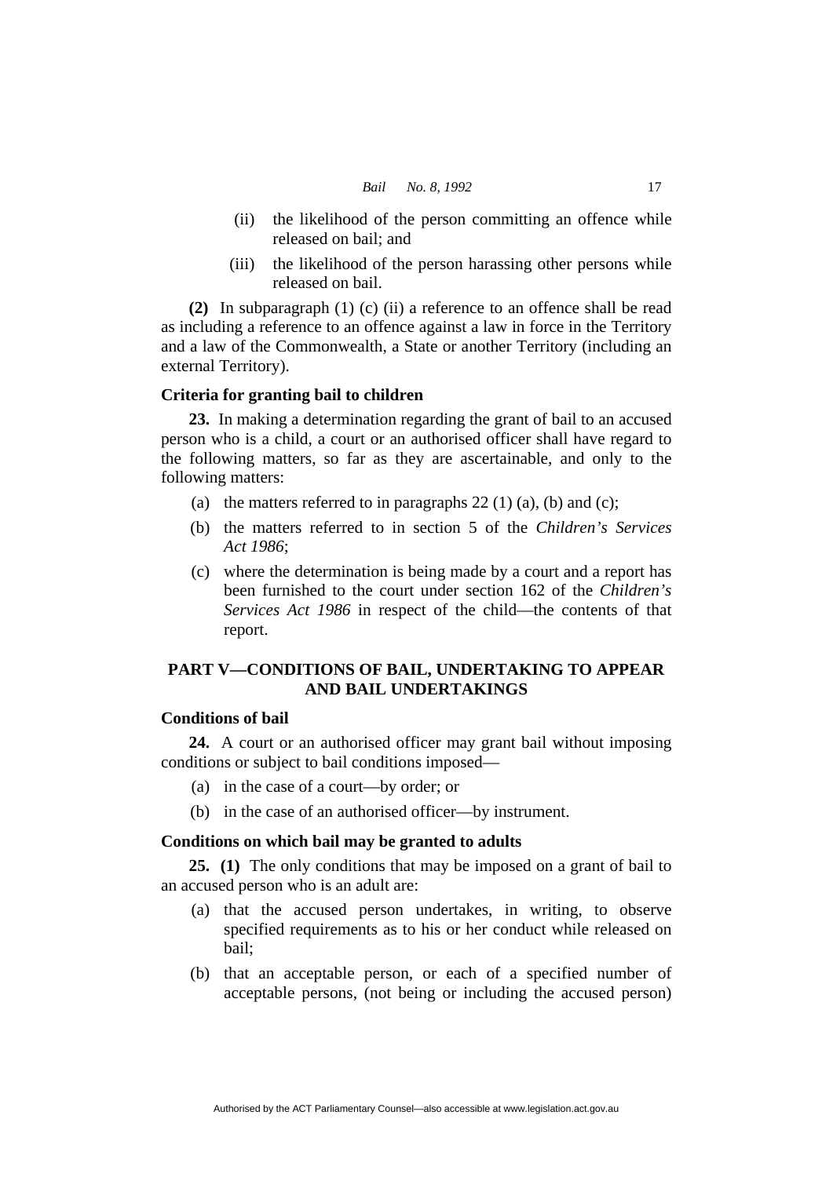(ii) the likelihood of the person committing an offence while released on bail; and

(iii) the likelihood of the person harassing other persons while released on bail.

**(2)** In subparagraph (1) (c) (ii) a reference to an offence shall be read as including a reference to an offence against a law in force in the Territory and a law of the Commonwealth, a State or another Territory (including an external Territory).

### Criteria for granting bail to children

**23.** In making a determination regarding the grant of bail to an accused person who is a child, a court or an authorised officer shall have regard to the following matters, so far as they are ascertainable, and only to the following matters:

(a) the matters referred to in paragraphs 22 (1) (a), (b) and (c);

(b) the matters referred to in section 5 of the *Children's Services Act 1986*;

(c) where the determination is being made by a court and a report has been furnished to the court under section 162 of the *Children's Services Act 1986* in respect of the child—the contents of that report.

## PART V—CONDITIONS OF BAIL, UNDERTAKING TO APPEAR AND BAIL UNDERTAKINGS

### Conditions of bail

**24.** A court or an authorised officer may grant bail without imposing conditions or subject to bail conditions imposed—

(a) in the case of a court—by order; or

(b) in the case of an authorised officer—by instrument.

### Conditions on which bail may be granted to adults

**25. (1)** The only conditions that may be imposed on a grant of bail to an accused person who is an adult are:

(a) that the accused person undertakes, in writing, to observe specified requirements as to his or her conduct while released on bail;

(b) that an acceptable person, or each of a specified number of acceptable persons, (not being or including the accused person)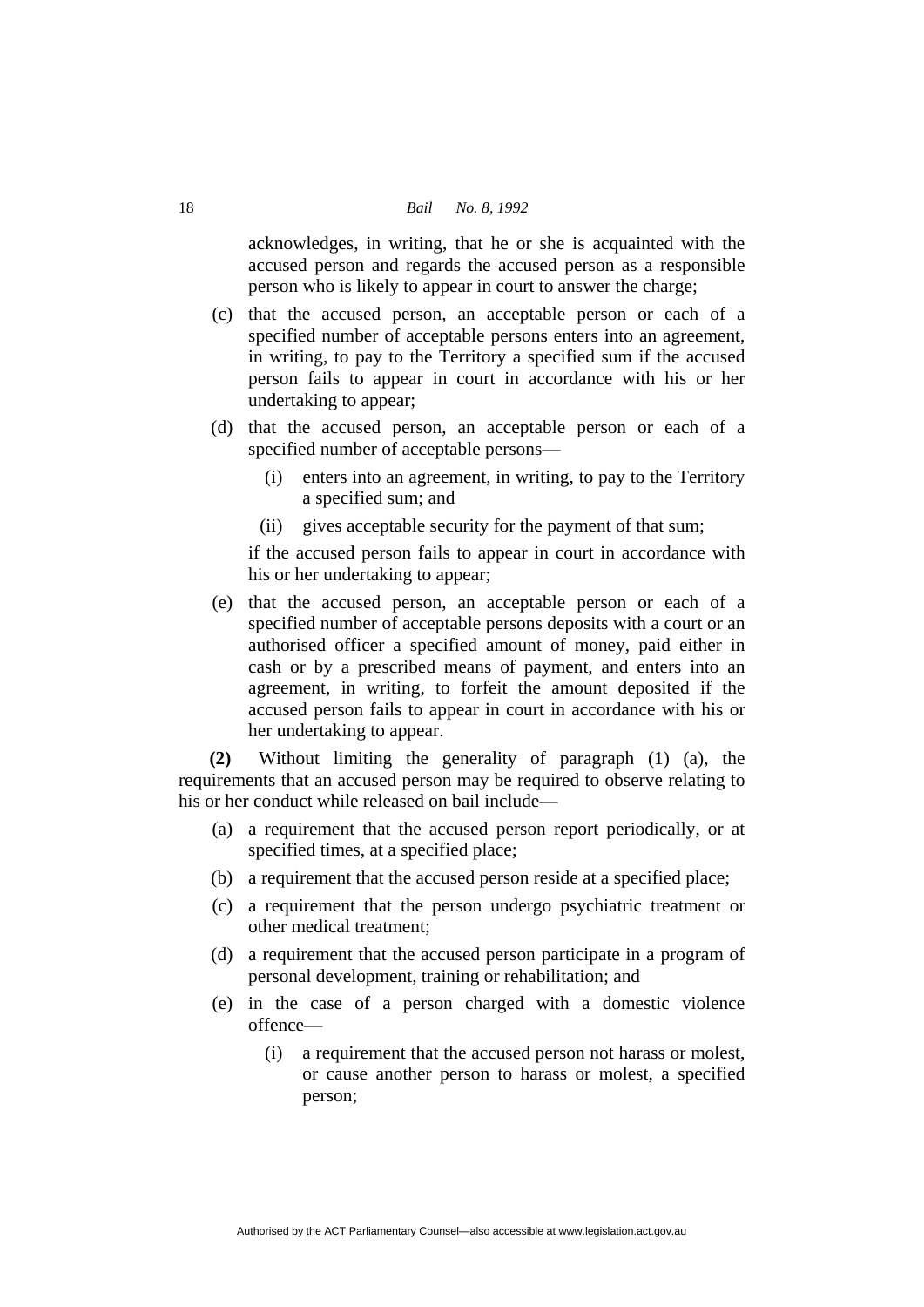acknowledges, in writing, that he or she is acquainted with the accused person and regards the accused person as a responsible person who is likely to appear in court to answer the charge;

(c) that the accused person, an acceptable person or each of a specified number of acceptable persons enters into an agreement, in writing, to pay to the Territory a specified sum if the accused person fails to appear in court in accordance with his or her undertaking to appear;

(d) that the accused person, an acceptable person or each of a specified number of acceptable persons—

  (i) enters into an agreement, in writing, to pay to the Territory a specified sum; and

  (ii) gives acceptable security for the payment of that sum;

if the accused person fails to appear in court in accordance with his or her undertaking to appear;

(e) that the accused person, an acceptable person or each of a specified number of acceptable persons deposits with a court or an authorised officer a specified amount of money, paid either in cash or by a prescribed means of payment, and enters into an agreement, in writing, to forfeit the amount deposited if the accused person fails to appear in court in accordance with his or her undertaking to appear.

**(2)** Without limiting the generality of paragraph (1) (a), the requirements that an accused person may be required to observe relating to his or her conduct while released on bail include—

(a) a requirement that the accused person report periodically, or at specified times, at a specified place;

(b) a requirement that the accused person reside at a specified place;

(c) a requirement that the person undergo psychiatric treatment or other medical treatment;

(d) a requirement that the accused person participate in a program of personal development, training or rehabilitation; and

(e) in the case of a person charged with a domestic violence offence—

  (i) a requirement that the accused person not harass or molest, or cause another person to harass or molest, a specified person;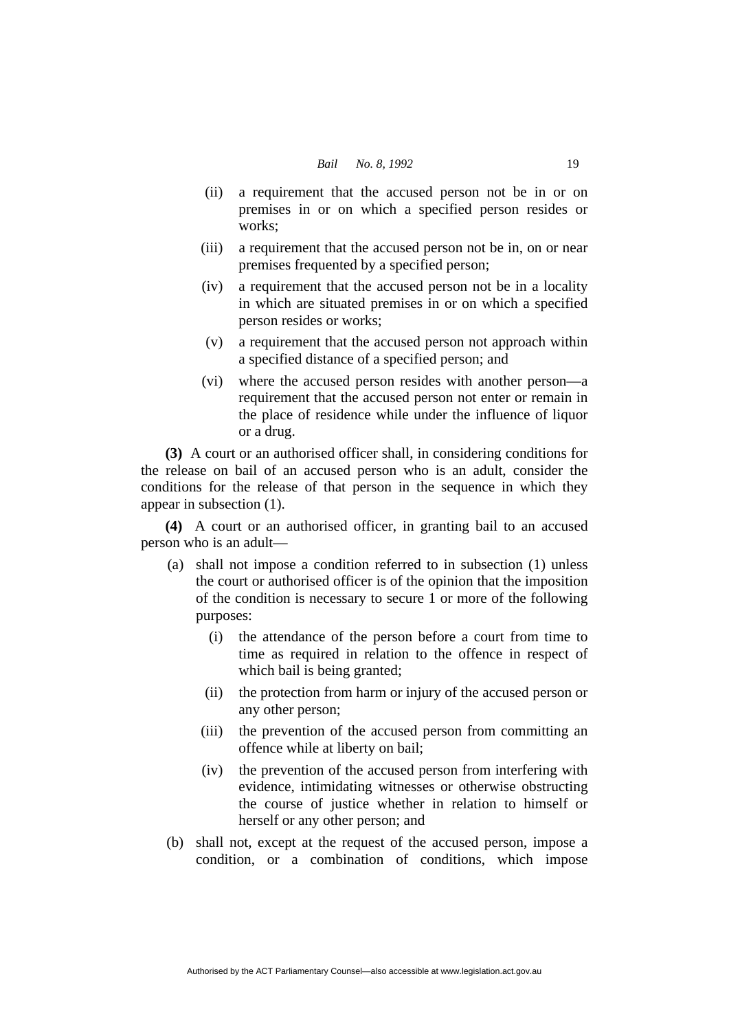(ii) a requirement that the accused person not be in or on premises in or on which a specified person resides or works;

(iii) a requirement that the accused person not be in, on or near premises frequented by a specified person;

(iv) a requirement that the accused person not be in a locality in which are situated premises in or on which a specified person resides or works;

(v) a requirement that the accused person not approach within a specified distance of a specified person; and

(vi) where the accused person resides with another person—a requirement that the accused person not enter or remain in the place of residence while under the influence of liquor or a drug.

**(3)** A court or an authorised officer shall, in considering conditions for the release on bail of an accused person who is an adult, consider the conditions for the release of that person in the sequence in which they appear in subsection (1).

**(4)** A court or an authorised officer, in granting bail to an accused person who is an adult—

(a) shall not impose a condition referred to in subsection (1) unless the court or authorised officer is of the opinion that the imposition of the condition is necessary to secure 1 or more of the following purposes:

(i) the attendance of the person before a court from time to time as required in relation to the offence in respect of which bail is being granted;

(ii) the protection from harm or injury of the accused person or any other person;

(iii) the prevention of the accused person from committing an offence while at liberty on bail;

(iv) the prevention of the accused person from interfering with evidence, intimidating witnesses or otherwise obstructing the course of justice whether in relation to himself or herself or any other person; and

(b) shall not, except at the request of the accused person, impose a condition, or a combination of conditions, which impose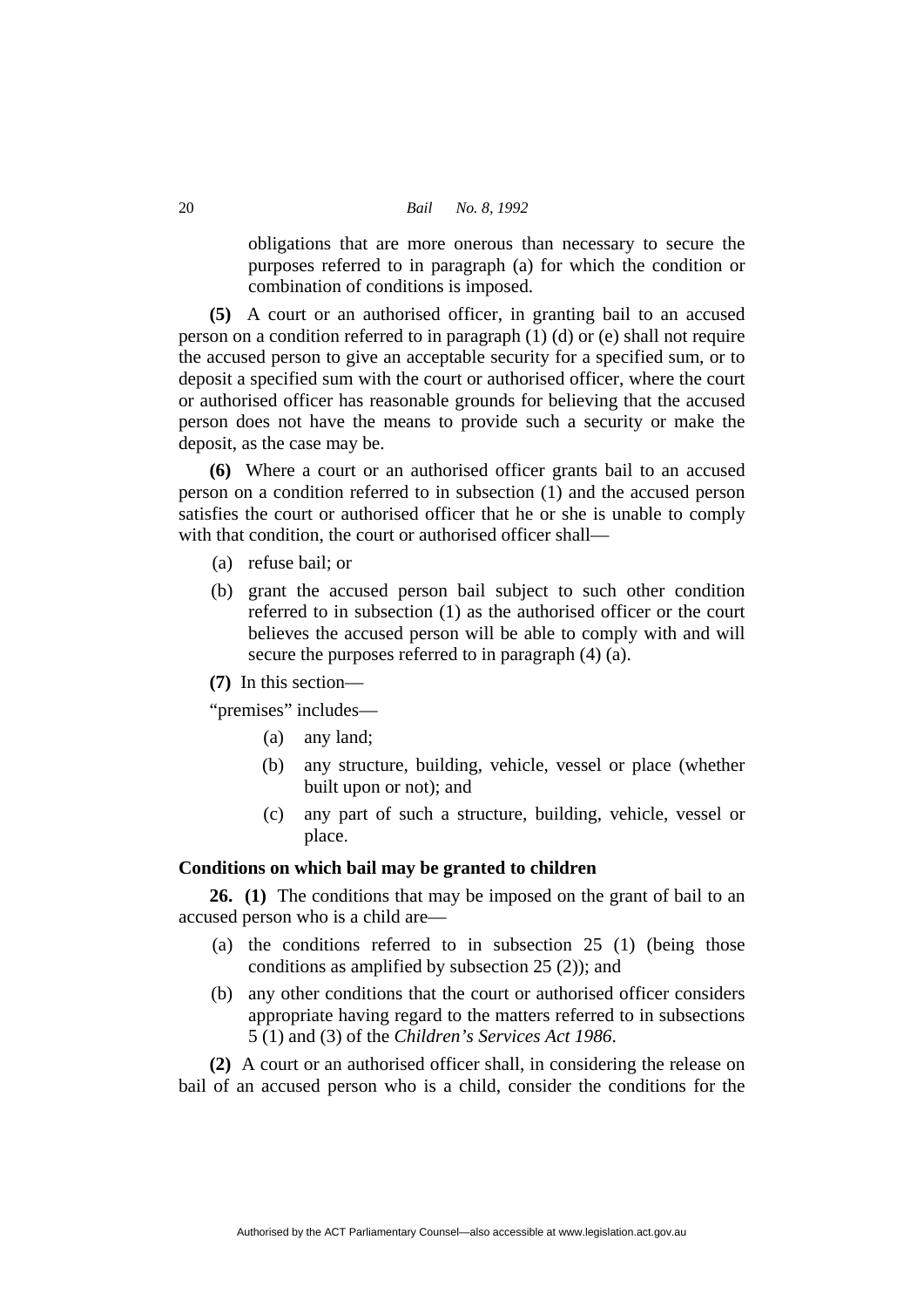obligations that are more onerous than necessary to secure the purposes referred to in paragraph (a) for which the condition or combination of conditions is imposed.

**(5)** A court or an authorised officer, in granting bail to an accused person on a condition referred to in paragraph (1) (d) or (e) shall not require the accused person to give an acceptable security for a specified sum, or to deposit a specified sum with the court or authorised officer, where the court or authorised officer has reasonable grounds for believing that the accused person does not have the means to provide such a security or make the deposit, as the case may be.

**(6)** Where a court or an authorised officer grants bail to an accused person on a condition referred to in subsection (1) and the accused person satisfies the court or authorised officer that he or she is unable to comply with that condition, the court or authorised officer shall—

(a) refuse bail; or

(b) grant the accused person bail subject to such other condition referred to in subsection (1) as the authorised officer or the court believes the accused person will be able to comply with and will secure the purposes referred to in paragraph (4) (a).

**(7)** In this section—

"premises" includes—

(a) any land;

(b) any structure, building, vehicle, vessel or place (whether built upon or not); and

(c) any part of such a structure, building, vehicle, vessel or place.

**Conditions on which bail may be granted to children**

**26. (1)** The conditions that may be imposed on the grant of bail to an accused person who is a child are—

(a) the conditions referred to in subsection 25 (1) (being those conditions as amplified by subsection 25 (2)); and

(b) any other conditions that the court or authorised officer considers appropriate having regard to the matters referred to in subsections 5 (1) and (3) of the *Children's Services Act 1986*.

**(2)** A court or an authorised officer shall, in considering the release on bail of an accused person who is a child, consider the conditions for the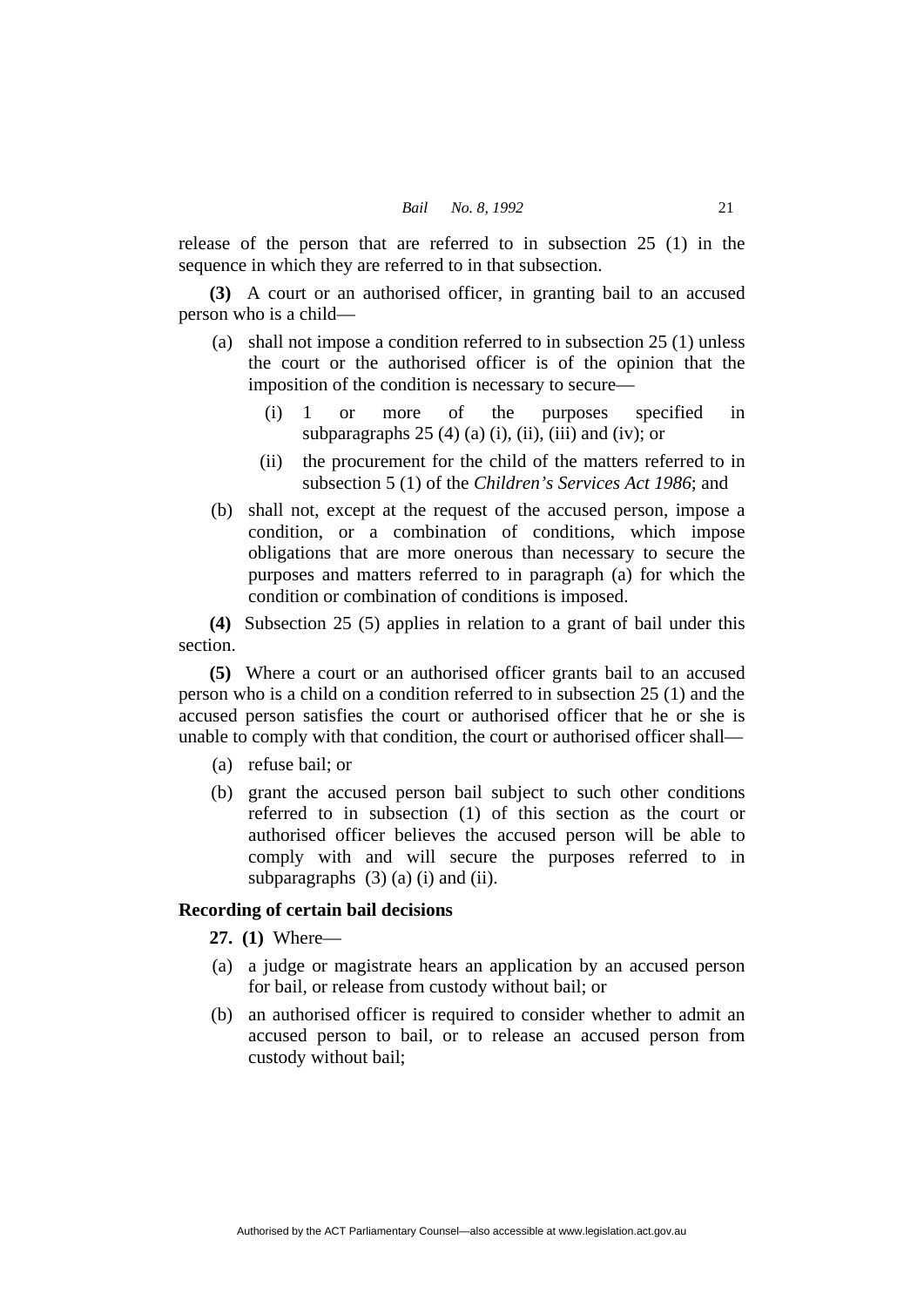release of the person that are referred to in subsection 25 (1) in the sequence in which they are referred to in that subsection.

**(3)** A court or an authorised officer, in granting bail to an accused person who is a child—

(a) shall not impose a condition referred to in subsection 25 (1) unless the court or the authorised officer is of the opinion that the imposition of the condition is necessary to secure—

(i) 1 or more of the purposes specified in subparagraphs 25 (4) (a) (i), (ii), (iii) and (iv); or

(ii) the procurement for the child of the matters referred to in subsection 5 (1) of the *Children's Services Act 1986*; and

(b) shall not, except at the request of the accused person, impose a condition, or a combination of conditions, which impose obligations that are more onerous than necessary to secure the purposes and matters referred to in paragraph (a) for which the condition or combination of conditions is imposed.

**(4)** Subsection 25 (5) applies in relation to a grant of bail under this section.

**(5)** Where a court or an authorised officer grants bail to an accused person who is a child on a condition referred to in subsection 25 (1) and the accused person satisfies the court or authorised officer that he or she is unable to comply with that condition, the court or authorised officer shall—

(a) refuse bail; or

(b) grant the accused person bail subject to such other conditions referred to in subsection (1) of this section as the court or authorised officer believes the accused person will be able to comply with and will secure the purposes referred to in subparagraphs (3) (a) (i) and (ii).

**Recording of certain bail decisions**

**27. (1)** Where—

(a) a judge or magistrate hears an application by an accused person for bail, or release from custody without bail; or

(b) an authorised officer is required to consider whether to admit an accused person to bail, or to release an accused person from custody without bail;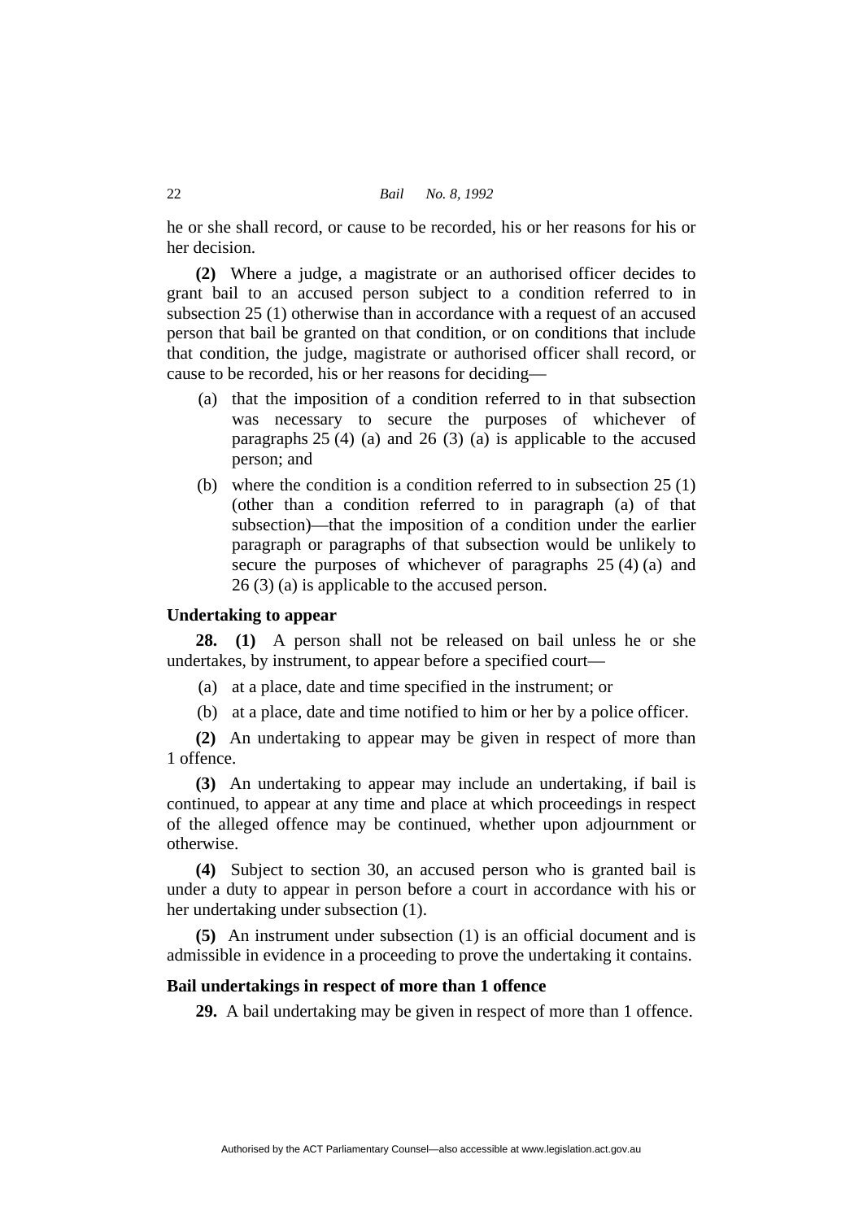he or she shall record, or cause to be recorded, his or her reasons for his or her decision.

**(2)** Where a judge, a magistrate or an authorised officer decides to grant bail to an accused person subject to a condition referred to in subsection 25 (1) otherwise than in accordance with a request of an accused person that bail be granted on that condition, or on conditions that include that condition, the judge, magistrate or authorised officer shall record, or cause to be recorded, his or her reasons for deciding—

(a) that the imposition of a condition referred to in that subsection was necessary to secure the purposes of whichever of paragraphs 25 (4) (a) and 26 (3) (a) is applicable to the accused person; and

(b) where the condition is a condition referred to in subsection 25 (1) (other than a condition referred to in paragraph (a) of that subsection)—that the imposition of a condition under the earlier paragraph or paragraphs of that subsection would be unlikely to secure the purposes of whichever of paragraphs 25 (4) (a) and 26 (3) (a) is applicable to the accused person.

**Undertaking to appear**

**28. (1)** A person shall not be released on bail unless he or she undertakes, by instrument, to appear before a specified court—

(a) at a place, date and time specified in the instrument; or

(b) at a place, date and time notified to him or her by a police officer.

**(2)** An undertaking to appear may be given in respect of more than 1 offence.

**(3)** An undertaking to appear may include an undertaking, if bail is continued, to appear at any time and place at which proceedings in respect of the alleged offence may be continued, whether upon adjournment or otherwise.

**(4)** Subject to section 30, an accused person who is granted bail is under a duty to appear in person before a court in accordance with his or her undertaking under subsection (1).

**(5)** An instrument under subsection (1) is an official document and is admissible in evidence in a proceeding to prove the undertaking it contains.

**Bail undertakings in respect of more than 1 offence**

**29.** A bail undertaking may be given in respect of more than 1 offence.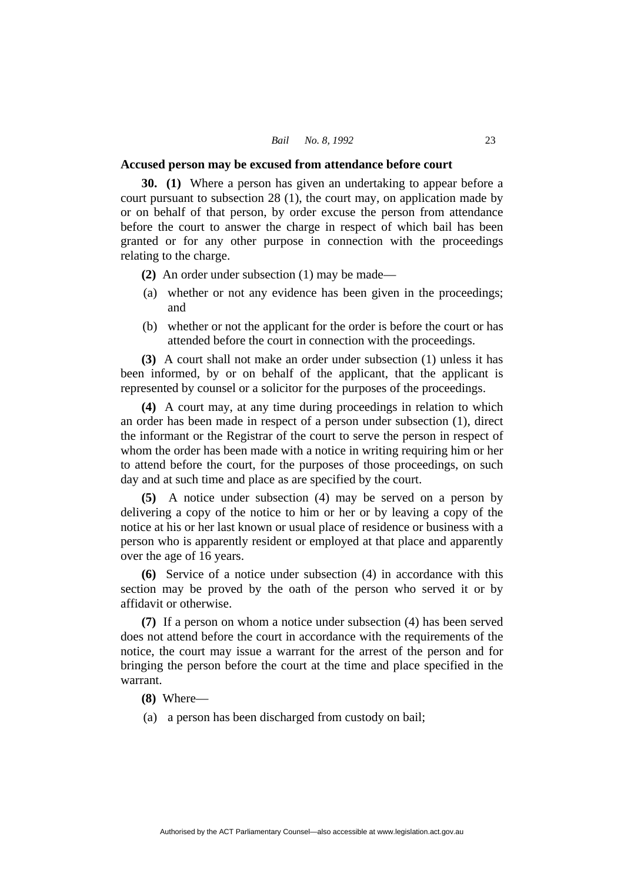**Accused person may be excused from attendance before court**

**30. (1)** Where a person has given an undertaking to appear before a court pursuant to subsection 28 (1), the court may, on application made by or on behalf of that person, by order excuse the person from attendance before the court to answer the charge in respect of which bail has been granted or for any other purpose in connection with the proceedings relating to the charge.

**(2)** An order under subsection (1) may be made—

(a) whether or not any evidence has been given in the proceedings; and

(b) whether or not the applicant for the order is before the court or has attended before the court in connection with the proceedings.

**(3)** A court shall not make an order under subsection (1) unless it has been informed, by or on behalf of the applicant, that the applicant is represented by counsel or a solicitor for the purposes of the proceedings.

**(4)** A court may, at any time during proceedings in relation to which an order has been made in respect of a person under subsection (1), direct the informant or the Registrar of the court to serve the person in respect of whom the order has been made with a notice in writing requiring him or her to attend before the court, for the purposes of those proceedings, on such day and at such time and place as are specified by the court.

**(5)** A notice under subsection (4) may be served on a person by delivering a copy of the notice to him or her or by leaving a copy of the notice at his or her last known or usual place of residence or business with a person who is apparently resident or employed at that place and apparently over the age of 16 years.

**(6)** Service of a notice under subsection (4) in accordance with this section may be proved by the oath of the person who served it or by affidavit or otherwise.

**(7)** If a person on whom a notice under subsection (4) has been served does not attend before the court in accordance with the requirements of the notice, the court may issue a warrant for the arrest of the person and for bringing the person before the court at the time and place specified in the warrant.

**(8)** Where—

(a) a person has been discharged from custody on bail;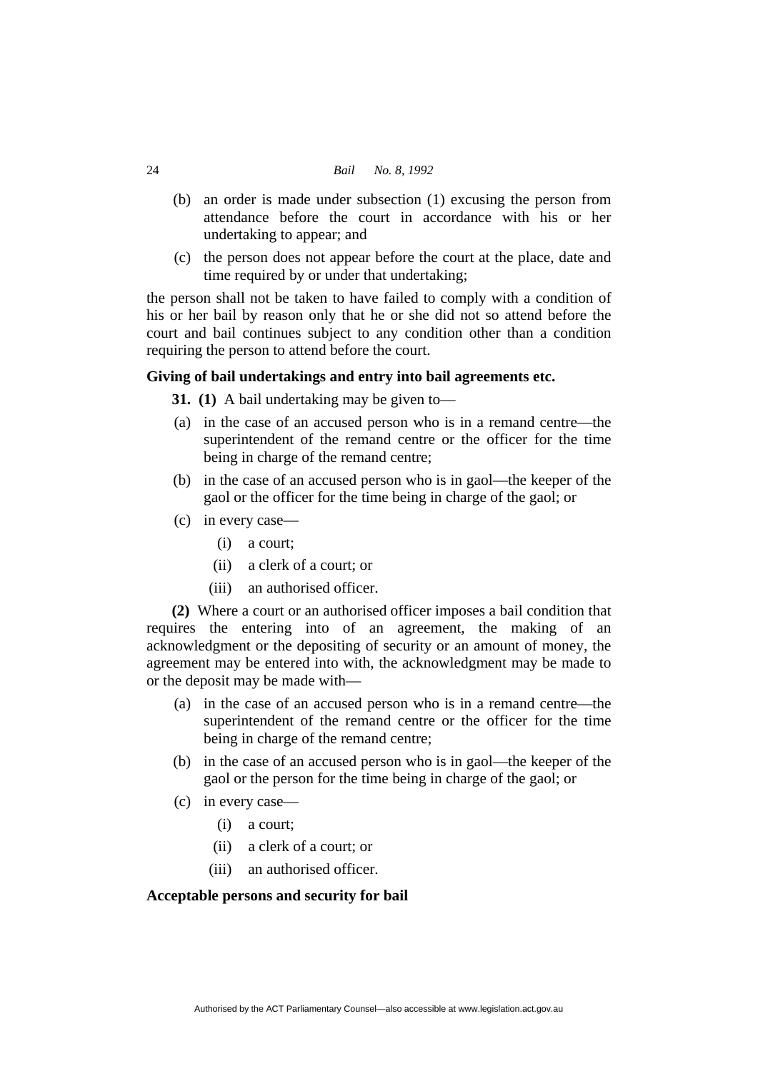(b) an order is made under subsection (1) excusing the person from attendance before the court in accordance with his or her undertaking to appear; and

(c) the person does not appear before the court at the place, date and time required by or under that undertaking;

the person shall not be taken to have failed to comply with a condition of his or her bail by reason only that he or she did not so attend before the court and bail continues subject to any condition other than a condition requiring the person to attend before the court.

**Giving of bail undertakings and entry into bail agreements etc.**

**31. (1)** A bail undertaking may be given to—

(a) in the case of an accused person who is in a remand centre—the superintendent of the remand centre or the officer for the time being in charge of the remand centre;

(b) in the case of an accused person who is in gaol—the keeper of the gaol or the officer for the time being in charge of the gaol; or

(c) in every case—

   (i) a court;

   (ii) a clerk of a court; or

   (iii) an authorised officer.

**(2)** Where a court or an authorised officer imposes a bail condition that requires the entering into of an agreement, the making of an acknowledgment or the depositing of security or an amount of money, the agreement may be entered into with, the acknowledgment may be made to or the deposit may be made with—

(a) in the case of an accused person who is in a remand centre—the superintendent of the remand centre or the officer for the time being in charge of the remand centre;

(b) in the case of an accused person who is in gaol—the keeper of the gaol or the person for the time being in charge of the gaol; or

(c) in every case—

   (i) a court;

   (ii) a clerk of a court; or

   (iii) an authorised officer.

**Acceptable persons and security for bail**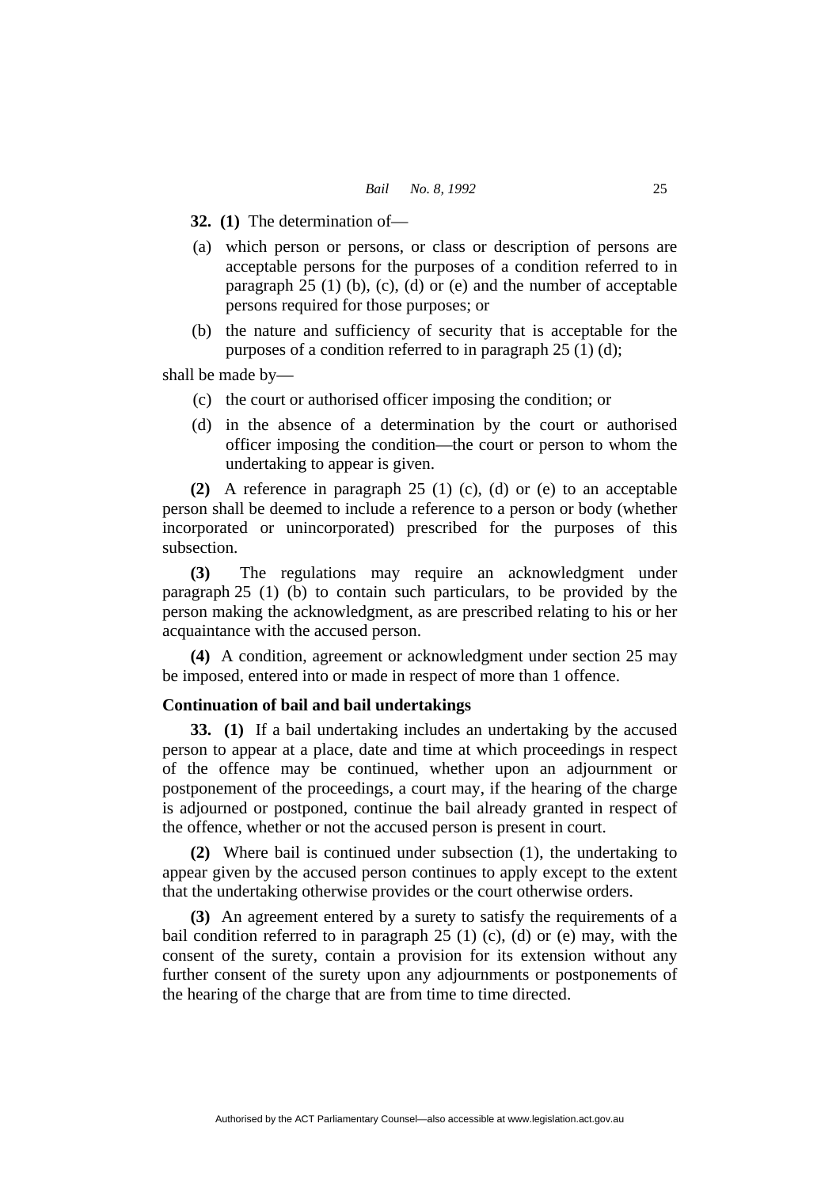**32. (1)** The determination of—

(a) which person or persons, or class or description of persons are acceptable persons for the purposes of a condition referred to in paragraph 25 (1) (b), (c), (d) or (e) and the number of acceptable persons required for those purposes; or

(b) the nature and sufficiency of security that is acceptable for the purposes of a condition referred to in paragraph 25 (1) (d);

shall be made by—

(c) the court or authorised officer imposing the condition; or

(d) in the absence of a determination by the court or authorised officer imposing the condition—the court or person to whom the undertaking to appear is given.

**(2)** A reference in paragraph 25 (1) (c), (d) or (e) to an acceptable person shall be deemed to include a reference to a person or body (whether incorporated or unincorporated) prescribed for the purposes of this subsection.

**(3)** The regulations may require an acknowledgment under paragraph 25 (1) (b) to contain such particulars, to be provided by the person making the acknowledgment, as are prescribed relating to his or her acquaintance with the accused person.

**(4)** A condition, agreement or acknowledgment under section 25 may be imposed, entered into or made in respect of more than 1 offence.

**Continuation of bail and bail undertakings**

**33. (1)** If a bail undertaking includes an undertaking by the accused person to appear at a place, date and time at which proceedings in respect of the offence may be continued, whether upon an adjournment or postponement of the proceedings, a court may, if the hearing of the charge is adjourned or postponed, continue the bail already granted in respect of the offence, whether or not the accused person is present in court.

**(2)** Where bail is continued under subsection (1), the undertaking to appear given by the accused person continues to apply except to the extent that the undertaking otherwise provides or the court otherwise orders.

**(3)** An agreement entered by a surety to satisfy the requirements of a bail condition referred to in paragraph 25 (1) (c), (d) or (e) may, with the consent of the surety, contain a provision for its extension without any further consent of the surety upon any adjournments or postponements of the hearing of the charge that are from time to time directed.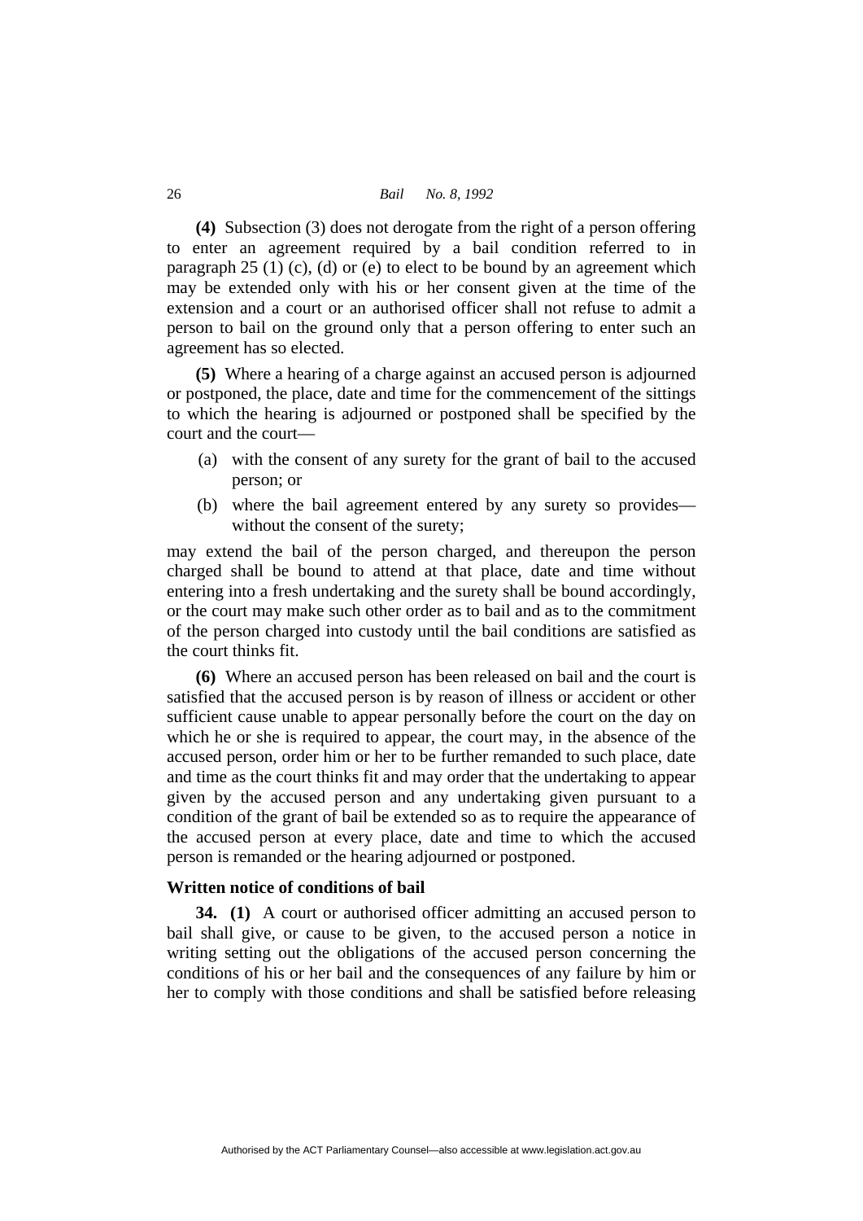**(4)** Subsection (3) does not derogate from the right of a person offering to enter an agreement required by a bail condition referred to in paragraph 25 (1) (c), (d) or (e) to elect to be bound by an agreement which may be extended only with his or her consent given at the time of the extension and a court or an authorised officer shall not refuse to admit a person to bail on the ground only that a person offering to enter such an agreement has so elected.

**(5)** Where a hearing of a charge against an accused person is adjourned or postponed, the place, date and time for the commencement of the sittings to which the hearing is adjourned or postponed shall be specified by the court and the court—

- (a) with the consent of any surety for the grant of bail to the accused person; or
- (b) where the bail agreement entered by any surety so provides—without the consent of the surety;

may extend the bail of the person charged, and thereupon the person charged shall be bound to attend at that place, date and time without entering into a fresh undertaking and the surety shall be bound accordingly, or the court may make such other order as to bail and as to the commitment of the person charged into custody until the bail conditions are satisfied as the court thinks fit.

**(6)** Where an accused person has been released on bail and the court is satisfied that the accused person is by reason of illness or accident or other sufficient cause unable to appear personally before the court on the day on which he or she is required to appear, the court may, in the absence of the accused person, order him or her to be further remanded to such place, date and time as the court thinks fit and may order that the undertaking to appear given by the accused person and any undertaking given pursuant to a condition of the grant of bail be extended so as to require the appearance of the accused person at every place, date and time to which the accused person is remanded or the hearing adjourned or postponed.

### Written notice of conditions of bail

**34. (1)** A court or authorised officer admitting an accused person to bail shall give, or cause to be given, to the accused person a notice in writing setting out the obligations of the accused person concerning the conditions of his or her bail and the consequences of any failure by him or her to comply with those conditions and shall be satisfied before releasing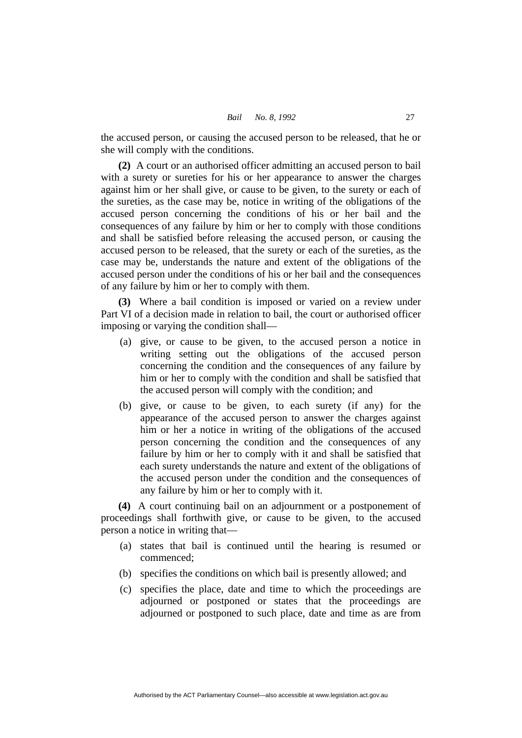the accused person, or causing the accused person to be released, that he or she will comply with the conditions.

**(2)** A court or an authorised officer admitting an accused person to bail with a surety or sureties for his or her appearance to answer the charges against him or her shall give, or cause to be given, to the surety or each of the sureties, as the case may be, notice in writing of the obligations of the accused person concerning the conditions of his or her bail and the consequences of any failure by him or her to comply with those conditions and shall be satisfied before releasing the accused person, or causing the accused person to be released, that the surety or each of the sureties, as the case may be, understands the nature and extent of the obligations of the accused person under the conditions of his or her bail and the consequences of any failure by him or her to comply with them.

**(3)** Where a bail condition is imposed or varied on a review under Part VI of a decision made in relation to bail, the court or authorised officer imposing or varying the condition shall—

- (a) give, or cause to be given, to the accused person a notice in writing setting out the obligations of the accused person concerning the condition and the consequences of any failure by him or her to comply with the condition and shall be satisfied that the accused person will comply with the condition; and
- (b) give, or cause to be given, to each surety (if any) for the appearance of the accused person to answer the charges against him or her a notice in writing of the obligations of the accused person concerning the condition and the consequences of any failure by him or her to comply with it and shall be satisfied that each surety understands the nature and extent of the obligations of the accused person under the condition and the consequences of any failure by him or her to comply with it.

**(4)** A court continuing bail on an adjournment or a postponement of proceedings shall forthwith give, or cause to be given, to the accused person a notice in writing that—

- (a) states that bail is continued until the hearing is resumed or commenced;
- (b) specifies the conditions on which bail is presently allowed; and
- (c) specifies the place, date and time to which the proceedings are adjourned or postponed or states that the proceedings are adjourned or postponed to such place, date and time as are from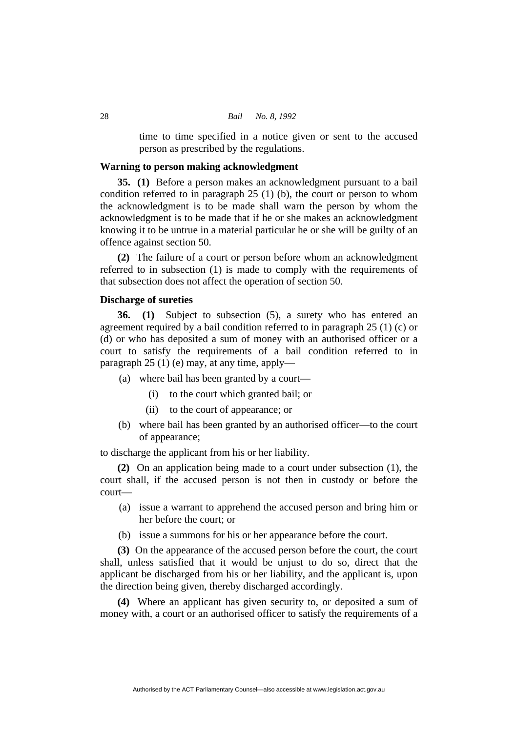time to time specified in a notice given or sent to the accused person as prescribed by the regulations.

**Warning to person making acknowledgment**

**35. (1)** Before a person makes an acknowledgment pursuant to a bail condition referred to in paragraph 25 (1) (b), the court or person to whom the acknowledgment is to be made shall warn the person by whom the acknowledgment is to be made that if he or she makes an acknowledgment knowing it to be untrue in a material particular he or she will be guilty of an offence against section 50.

**(2)** The failure of a court or person before whom an acknowledgment referred to in subsection (1) is made to comply with the requirements of that subsection does not affect the operation of section 50.

**Discharge of sureties**

**36. (1)** Subject to subsection (5), a surety who has entered an agreement required by a bail condition referred to in paragraph 25 (1) (c) or (d) or who has deposited a sum of money with an authorised officer or a court to satisfy the requirements of a bail condition referred to in paragraph 25 (1) (e) may, at any time, apply—

- (a) where bail has been granted by a court—
  - (i) to the court which granted bail; or
  - (ii) to the court of appearance; or
- (b) where bail has been granted by an authorised officer—to the court of appearance;

to discharge the applicant from his or her liability.

**(2)** On an application being made to a court under subsection (1), the court shall, if the accused person is not then in custody or before the court—

- (a) issue a warrant to apprehend the accused person and bring him or her before the court; or
- (b) issue a summons for his or her appearance before the court.

**(3)** On the appearance of the accused person before the court, the court shall, unless satisfied that it would be unjust to do so, direct that the applicant be discharged from his or her liability, and the applicant is, upon the direction being given, thereby discharged accordingly.

**(4)** Where an applicant has given security to, or deposited a sum of money with, a court or an authorised officer to satisfy the requirements of a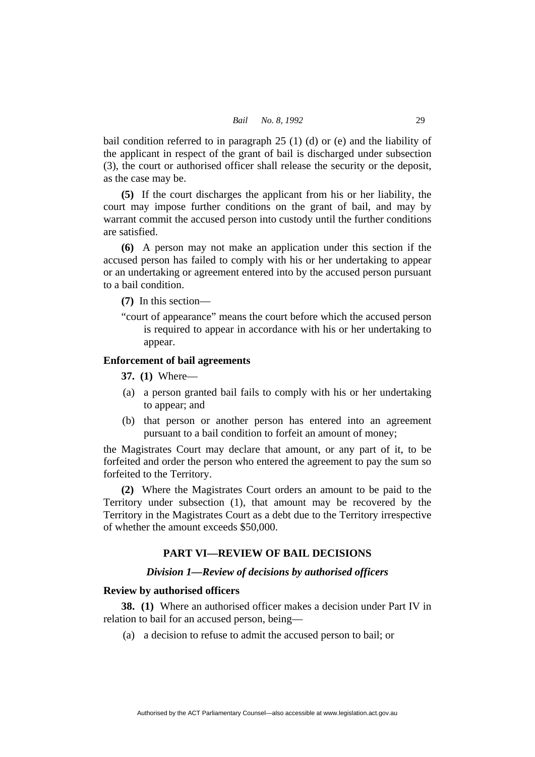bail condition referred to in paragraph 25 (1) (d) or (e) and the liability of the applicant in respect of the grant of bail is discharged under subsection (3), the court or authorised officer shall release the security or the deposit, as the case may be.

**(5)** If the court discharges the applicant from his or her liability, the court may impose further conditions on the grant of bail, and may by warrant commit the accused person into custody until the further conditions are satisfied.

**(6)** A person may not make an application under this section if the accused person has failed to comply with his or her undertaking to appear or an undertaking or agreement entered into by the accused person pursuant to a bail condition.

**(7)** In this section—

"court of appearance" means the court before which the accused person is required to appear in accordance with his or her undertaking to appear.

### Enforcement of bail agreements

**37. (1)** Where—

(a) a person granted bail fails to comply with his or her undertaking to appear; and

(b) that person or another person has entered into an agreement pursuant to a bail condition to forfeit an amount of money;

the Magistrates Court may declare that amount, or any part of it, to be forfeited and order the person who entered the agreement to pay the sum so forfeited to the Territory.

**(2)** Where the Magistrates Court orders an amount to be paid to the Territory under subsection (1), that amount may be recovered by the Territory in the Magistrates Court as a debt due to the Territory irrespective of whether the amount exceeds $50,000.

## PART VI—REVIEW OF BAIL DECISIONS

### *Division 1—Review of decisions by authorised officers*

### Review by authorised officers

**38. (1)** Where an authorised officer makes a decision under Part IV in relation to bail for an accused person, being—

(a) a decision to refuse to admit the accused person to bail; or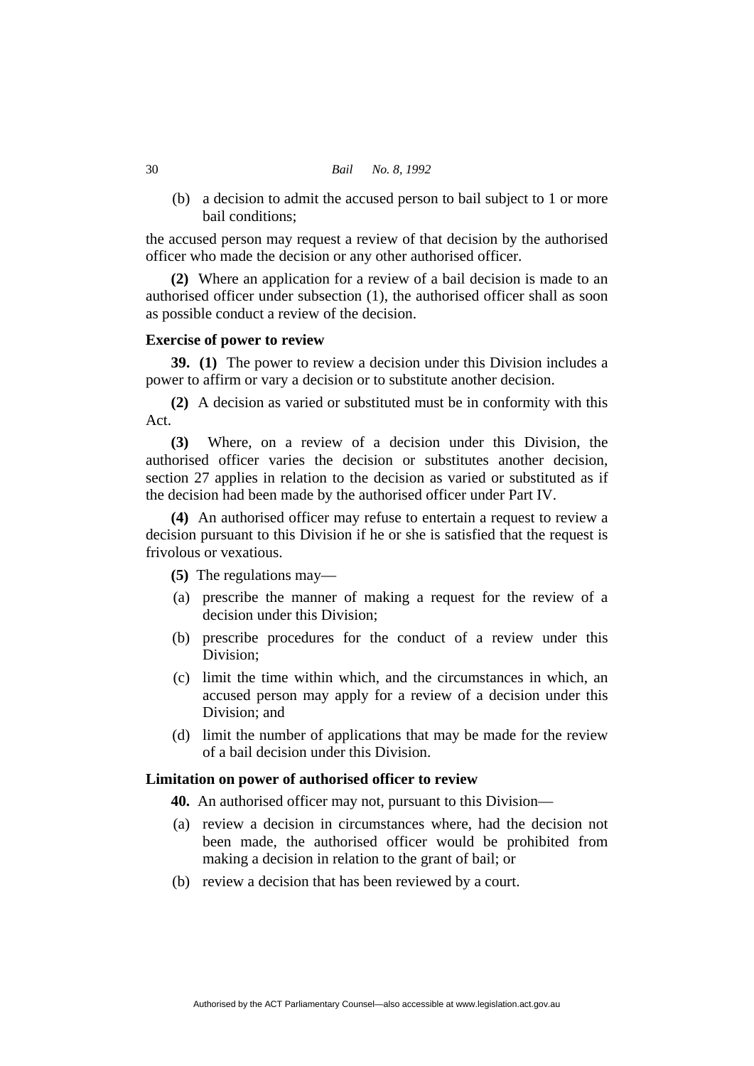(b) a decision to admit the accused person to bail subject to 1 or more bail conditions;

the accused person may request a review of that decision by the authorised officer who made the decision or any other authorised officer.

**(2)** Where an application for a review of a bail decision is made to an authorised officer under subsection (1), the authorised officer shall as soon as possible conduct a review of the decision.

**Exercise of power to review**

**39. (1)** The power to review a decision under this Division includes a power to affirm or vary a decision or to substitute another decision.

**(2)** A decision as varied or substituted must be in conformity with this Act.

**(3)** Where, on a review of a decision under this Division, the authorised officer varies the decision or substitutes another decision, section 27 applies in relation to the decision as varied or substituted as if the decision had been made by the authorised officer under Part IV.

**(4)** An authorised officer may refuse to entertain a request to review a decision pursuant to this Division if he or she is satisfied that the request is frivolous or vexatious.

**(5)** The regulations may—

(a) prescribe the manner of making a request for the review of a decision under this Division;

(b) prescribe procedures for the conduct of a review under this Division;

(c) limit the time within which, and the circumstances in which, an accused person may apply for a review of a decision under this Division; and

(d) limit the number of applications that may be made for the review of a bail decision under this Division.

**Limitation on power of authorised officer to review**

**40.** An authorised officer may not, pursuant to this Division—

(a) review a decision in circumstances where, had the decision not been made, the authorised officer would be prohibited from making a decision in relation to the grant of bail; or

(b) review a decision that has been reviewed by a court.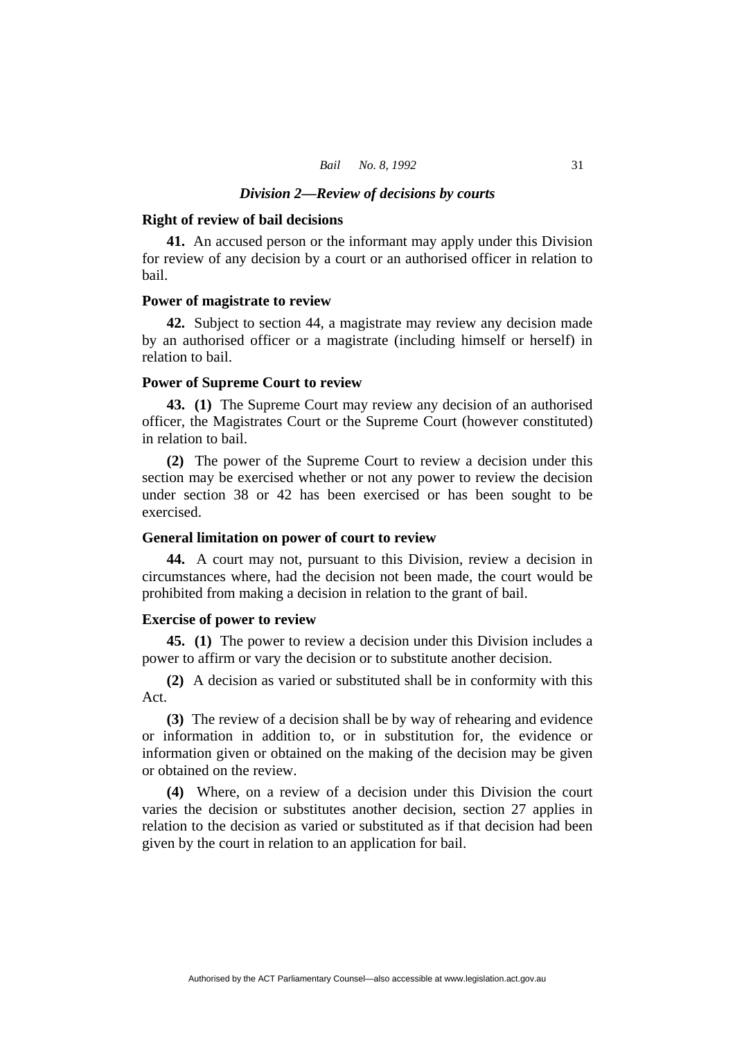### *Division 2—Review of decisions by courts*

**Right of review of bail decisions**

**41.** An accused person or the informant may apply under this Division for review of any decision by a court or an authorised officer in relation to bail.

**Power of magistrate to review**

**42.** Subject to section 44, a magistrate may review any decision made by an authorised officer or a magistrate (including himself or herself) in relation to bail.

**Power of Supreme Court to review**

**43. (1)** The Supreme Court may review any decision of an authorised officer, the Magistrates Court or the Supreme Court (however constituted) in relation to bail.

**(2)** The power of the Supreme Court to review a decision under this section may be exercised whether or not any power to review the decision under section 38 or 42 has been exercised or has been sought to be exercised.

**General limitation on power of court to review**

**44.** A court may not, pursuant to this Division, review a decision in circumstances where, had the decision not been made, the court would be prohibited from making a decision in relation to the grant of bail.

**Exercise of power to review**

**45. (1)** The power to review a decision under this Division includes a power to affirm or vary the decision or to substitute another decision.

**(2)** A decision as varied or substituted shall be in conformity with this Act.

**(3)** The review of a decision shall be by way of rehearing and evidence or information in addition to, or in substitution for, the evidence or information given or obtained on the making of the decision may be given or obtained on the review.

**(4)** Where, on a review of a decision under this Division the court varies the decision or substitutes another decision, section 27 applies in relation to the decision as varied or substituted as if that decision had been given by the court in relation to an application for bail.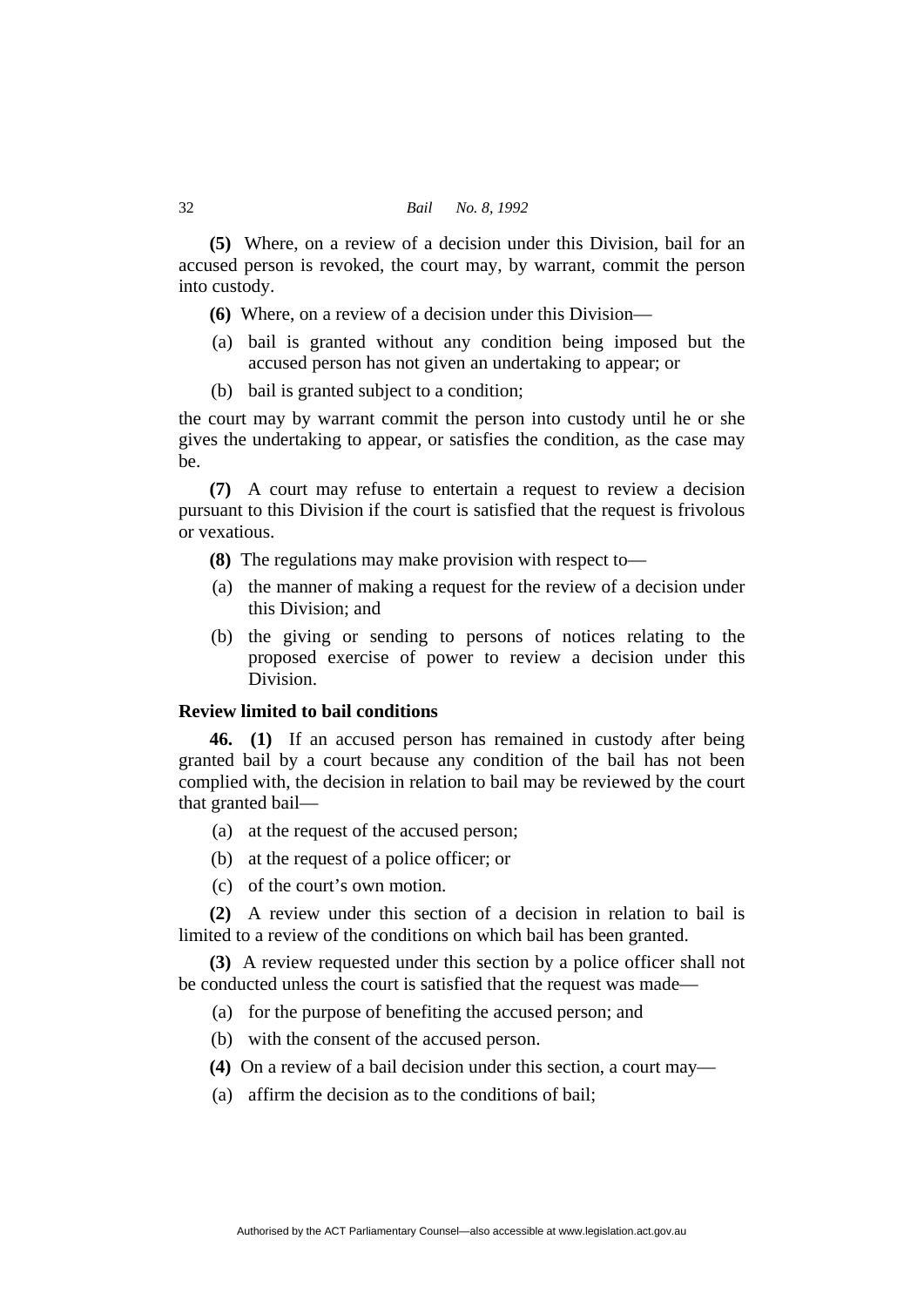**(5)** Where, on a review of a decision under this Division, bail for an accused person is revoked, the court may, by warrant, commit the person into custody.

**(6)** Where, on a review of a decision under this Division—

(a) bail is granted without any condition being imposed but the accused person has not given an undertaking to appear; or

(b) bail is granted subject to a condition;

the court may by warrant commit the person into custody until he or she gives the undertaking to appear, or satisfies the condition, as the case may be.

**(7)** A court may refuse to entertain a request to review a decision pursuant to this Division if the court is satisfied that the request is frivolous or vexatious.

**(8)** The regulations may make provision with respect to—

(a) the manner of making a request for the review of a decision under this Division; and

(b) the giving or sending to persons of notices relating to the proposed exercise of power to review a decision under this Division.

**Review limited to bail conditions**

**46. (1)** If an accused person has remained in custody after being granted bail by a court because any condition of the bail has not been complied with, the decision in relation to bail may be reviewed by the court that granted bail—

(a) at the request of the accused person;

(b) at the request of a police officer; or

(c) of the court's own motion.

**(2)** A review under this section of a decision in relation to bail is limited to a review of the conditions on which bail has been granted.

**(3)** A review requested under this section by a police officer shall not be conducted unless the court is satisfied that the request was made—

(a) for the purpose of benefiting the accused person; and

(b) with the consent of the accused person.

**(4)** On a review of a bail decision under this section, a court may—

(a) affirm the decision as to the conditions of bail;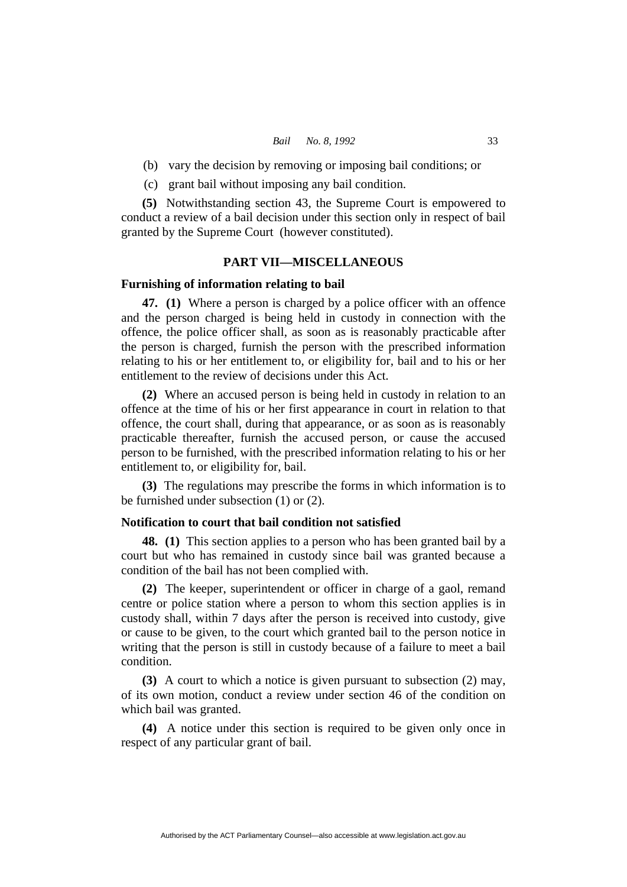(b) vary the decision by removing or imposing bail conditions; or

(c) grant bail without imposing any bail condition.

**(5)** Notwithstanding section 43, the Supreme Court is empowered to conduct a review of a bail decision under this section only in respect of bail granted by the Supreme Court (however constituted).

## PART VII—MISCELLANEOUS

### Furnishing of information relating to bail

**47. (1)** Where a person is charged by a police officer with an offence and the person charged is being held in custody in connection with the offence, the police officer shall, as soon as is reasonably practicable after the person is charged, furnish the person with the prescribed information relating to his or her entitlement to, or eligibility for, bail and to his or her entitlement to the review of decisions under this Act.

**(2)** Where an accused person is being held in custody in relation to an offence at the time of his or her first appearance in court in relation to that offence, the court shall, during that appearance, or as soon as is reasonably practicable thereafter, furnish the accused person, or cause the accused person to be furnished, with the prescribed information relating to his or her entitlement to, or eligibility for, bail.

**(3)** The regulations may prescribe the forms in which information is to be furnished under subsection (1) or (2).

### Notification to court that bail condition not satisfied

**48. (1)** This section applies to a person who has been granted bail by a court but who has remained in custody since bail was granted because a condition of the bail has not been complied with.

**(2)** The keeper, superintendent or officer in charge of a gaol, remand centre or police station where a person to whom this section applies is in custody shall, within 7 days after the person is received into custody, give or cause to be given, to the court which granted bail to the person notice in writing that the person is still in custody because of a failure to meet a bail condition.

**(3)** A court to which a notice is given pursuant to subsection (2) may, of its own motion, conduct a review under section 46 of the condition on which bail was granted.

**(4)** A notice under this section is required to be given only once in respect of any particular grant of bail.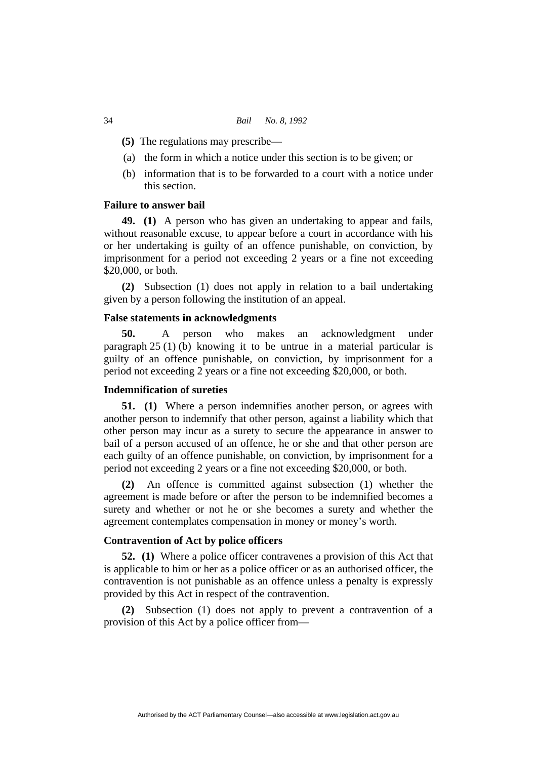**(5)** The regulations may prescribe—

(a) the form in which a notice under this section is to be given; or

(b) information that is to be forwarded to a court with a notice under this section.

### Failure to answer bail

**49. (1)** A person who has given an undertaking to appear and fails, without reasonable excuse, to appear before a court in accordance with his or her undertaking is guilty of an offence punishable, on conviction, by imprisonment for a period not exceeding 2 years or a fine not exceeding $20,000, or both.

**(2)** Subsection (1) does not apply in relation to a bail undertaking given by a person following the institution of an appeal.

### False statements in acknowledgments

**50.** A person who makes an acknowledgment under paragraph 25 (1) (b) knowing it to be untrue in a material particular is guilty of an offence punishable, on conviction, by imprisonment for a period not exceeding 2 years or a fine not exceeding $20,000, or both.

### Indemnification of sureties

**51. (1)** Where a person indemnifies another person, or agrees with another person to indemnify that other person, against a liability which that other person may incur as a surety to secure the appearance in answer to bail of a person accused of an offence, he or she and that other person are each guilty of an offence punishable, on conviction, by imprisonment for a period not exceeding 2 years or a fine not exceeding $20,000, or both.

**(2)** An offence is committed against subsection (1) whether the agreement is made before or after the person to be indemnified becomes a surety and whether or not he or she becomes a surety and whether the agreement contemplates compensation in money or money's worth.

### Contravention of Act by police officers

**52. (1)** Where a police officer contravenes a provision of this Act that is applicable to him or her as a police officer or as an authorised officer, the contravention is not punishable as an offence unless a penalty is expressly provided by this Act in respect of the contravention.

**(2)** Subsection (1) does not apply to prevent a contravention of a provision of this Act by a police officer from—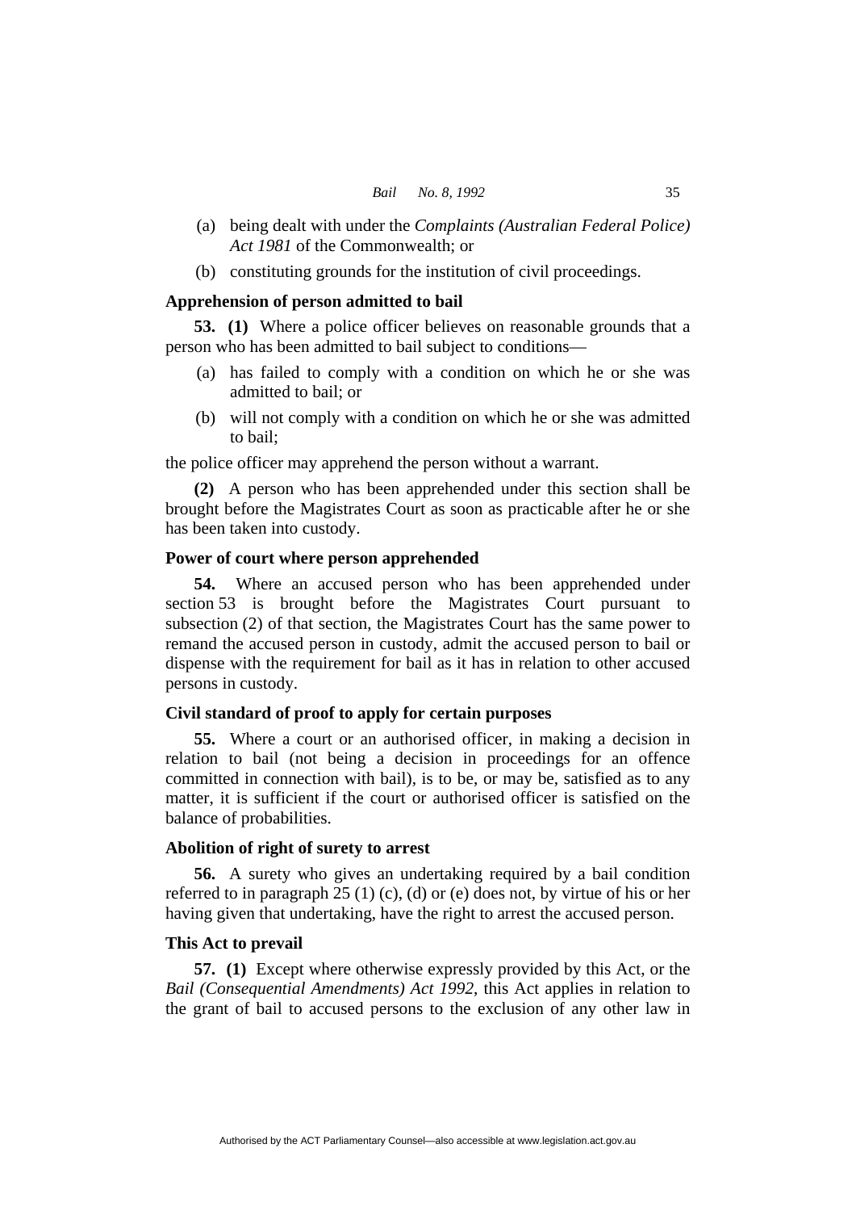(a) being dealt with under the *Complaints (Australian Federal Police) Act 1981* of the Commonwealth; or

(b) constituting grounds for the institution of civil proceedings.

### Apprehension of person admitted to bail

**53. (1)** Where a police officer believes on reasonable grounds that a person who has been admitted to bail subject to conditions—

(a) has failed to comply with a condition on which he or she was admitted to bail; or

(b) will not comply with a condition on which he or she was admitted to bail;

the police officer may apprehend the person without a warrant.

**(2)** A person who has been apprehended under this section shall be brought before the Magistrates Court as soon as practicable after he or she has been taken into custody.

### Power of court where person apprehended

**54.** Where an accused person who has been apprehended under section 53 is brought before the Magistrates Court pursuant to subsection (2) of that section, the Magistrates Court has the same power to remand the accused person in custody, admit the accused person to bail or dispense with the requirement for bail as it has in relation to other accused persons in custody.

### Civil standard of proof to apply for certain purposes

**55.** Where a court or an authorised officer, in making a decision in relation to bail (not being a decision in proceedings for an offence committed in connection with bail), is to be, or may be, satisfied as to any matter, it is sufficient if the court or authorised officer is satisfied on the balance of probabilities.

### Abolition of right of surety to arrest

**56.** A surety who gives an undertaking required by a bail condition referred to in paragraph 25 (1) (c), (d) or (e) does not, by virtue of his or her having given that undertaking, have the right to arrest the accused person.

### This Act to prevail

**57. (1)** Except where otherwise expressly provided by this Act, or the *Bail (Consequential Amendments) Act 1992*, this Act applies in relation to the grant of bail to accused persons to the exclusion of any other law in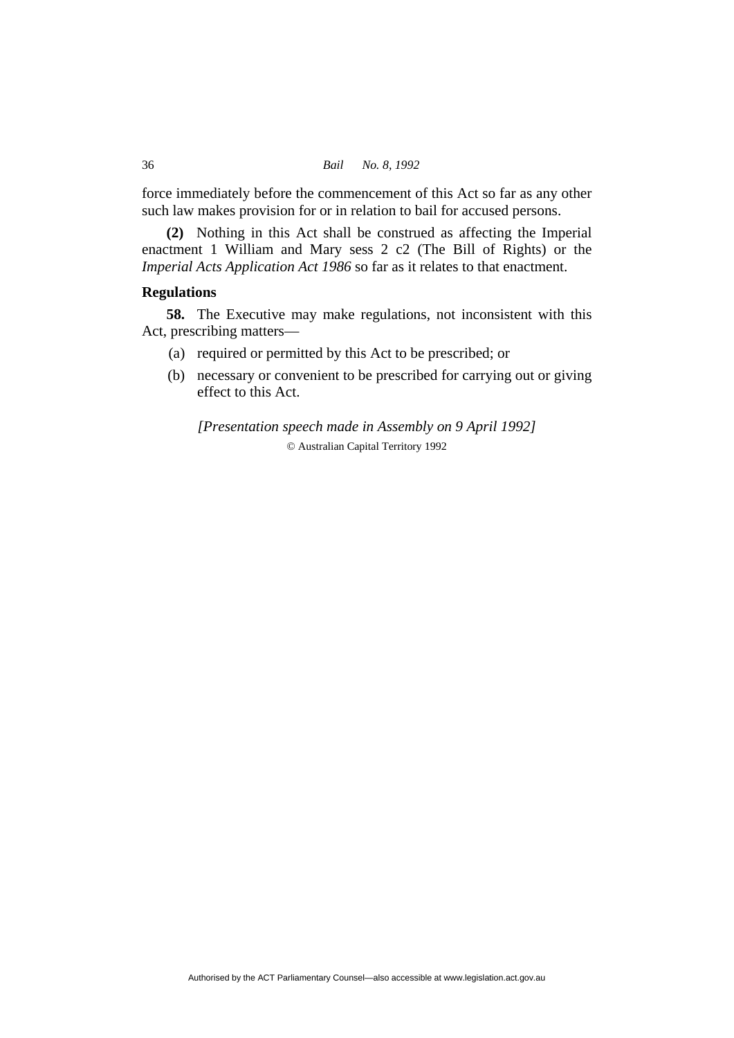force immediately before the commencement of this Act so far as any other such law makes provision for or in relation to bail for accused persons.

**(2)** Nothing in this Act shall be construed as affecting the Imperial enactment 1 William and Mary sess 2 c2 (The Bill of Rights) or the *Imperial Acts Application Act 1986* so far as it relates to that enactment.

**Regulations**

**58.** The Executive may make regulations, not inconsistent with this Act, prescribing matters—

(a) required or permitted by this Act to be prescribed; or

(b) necessary or convenient to be prescribed for carrying out or giving effect to this Act.

*[Presentation speech made in Assembly on 9 April 1992]*

© Australian Capital Territory 1992

Authorised by the ACT Parliamentary Counsel—also accessible at www.legislation.act.gov.au